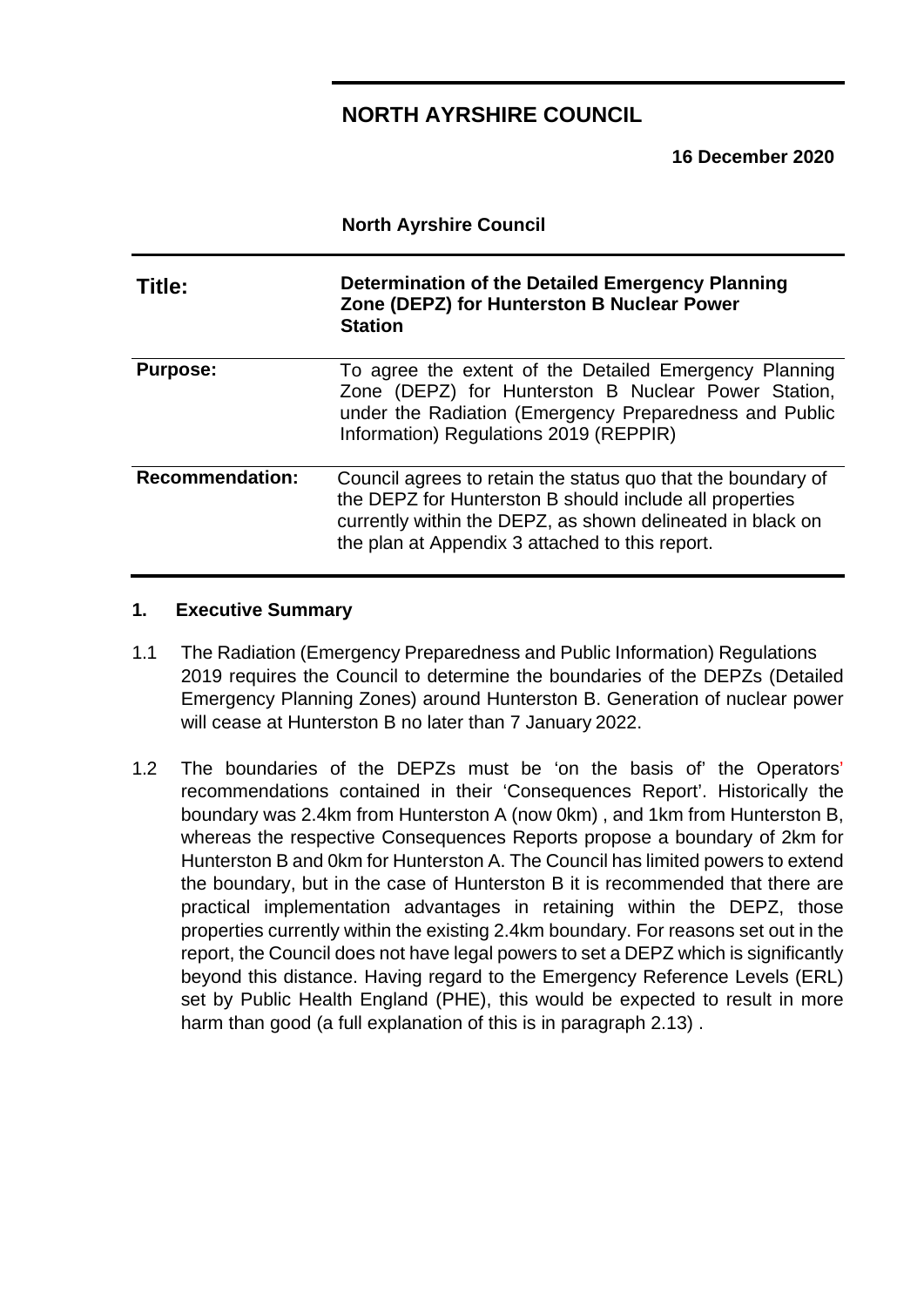# NORTH AYRSHIRE COUNCIL

**16 December 2020**

**North Ayrshire Council**

| | |
|---|---|
| **Title:** | **Determination of the Detailed Emergency Planning Zone (DEPZ) for Hunterston B Nuclear Power Station** |
| **Purpose:** | To agree the extent of the Detailed Emergency Planning Zone (DEPZ) for Hunterston B Nuclear Power Station, under the Radiation (Emergency Preparedness and Public Information) Regulations 2019 (REPPIR) |
| **Recommendation:** | Council agrees to retain the status quo that the boundary of the DEPZ for Hunterston B should include all properties currently within the DEPZ, as shown delineated in black on the plan at Appendix 3 attached to this report. |

## 1. Executive Summary

1.1 The Radiation (Emergency Preparedness and Public Information) Regulations 2019 requires the Council to determine the boundaries of the DEPZs (Detailed Emergency Planning Zones) around Hunterston B. Generation of nuclear power will cease at Hunterston B no later than 7 January 2022.

1.2 The boundaries of the DEPZs must be 'on the basis of' the Operators' recommendations contained in their 'Consequences Report'. Historically the boundary was 2.4km from Hunterston A (now 0km) , and 1km from Hunterston B, whereas the respective Consequences Reports propose a boundary of 2km for Hunterston B and 0km for Hunterston A. The Council has limited powers to extend the boundary, but in the case of Hunterston B it is recommended that there are practical implementation advantages in retaining within the DEPZ, those properties currently within the existing 2.4km boundary. For reasons set out in the report, the Council does not have legal powers to set a DEPZ which is significantly beyond this distance. Having regard to the Emergency Reference Levels (ERL) set by Public Health England (PHE), this would be expected to result in more harm than good (a full explanation of this is in paragraph 2.13) .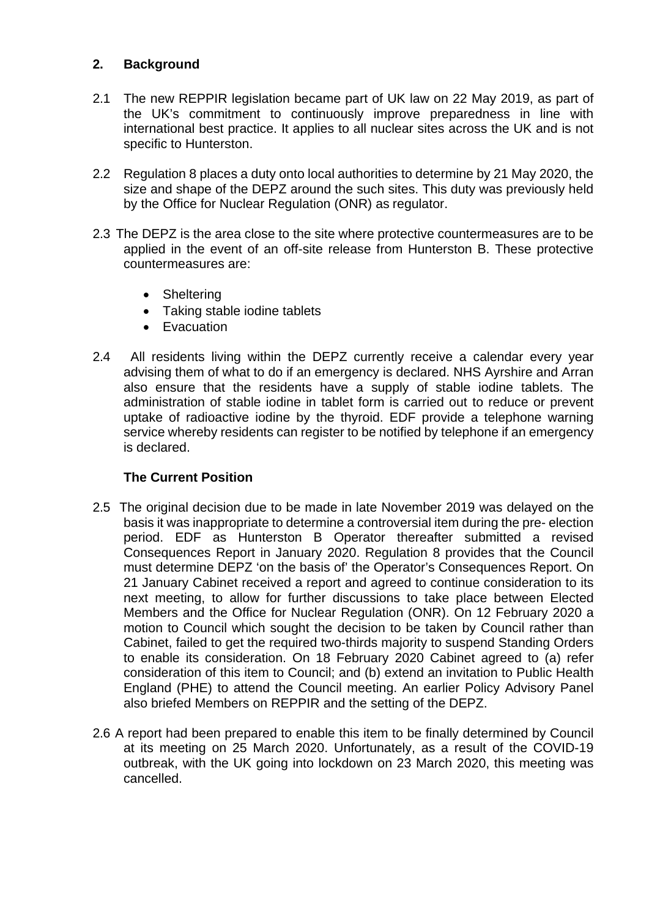## 2. Background

2.1 The new REPPIR legislation became part of UK law on 22 May 2019, as part of the UK's commitment to continuously improve preparedness in line with international best practice. It applies to all nuclear sites across the UK and is not specific to Hunterston.

2.2 Regulation 8 places a duty onto local authorities to determine by 21 May 2020, the size and shape of the DEPZ around the such sites. This duty was previously held by the Office for Nuclear Regulation (ONR) as regulator.

2.3 The DEPZ is the area close to the site where protective countermeasures are to be applied in the event of an off-site release from Hunterston B. These protective countermeasures are:

- Sheltering
- Taking stable iodine tablets
- Evacuation

2.4 All residents living within the DEPZ currently receive a calendar every year advising them of what to do if an emergency is declared. NHS Ayrshire and Arran also ensure that the residents have a supply of stable iodine tablets. The administration of stable iodine in tablet form is carried out to reduce or prevent uptake of radioactive iodine by the thyroid. EDF provide a telephone warning service whereby residents can register to be notified by telephone if an emergency is declared.

### The Current Position

2.5 The original decision due to be made in late November 2019 was delayed on the basis it was inappropriate to determine a controversial item during the pre- election period. EDF as Hunterston B Operator thereafter submitted a revised Consequences Report in January 2020. Regulation 8 provides that the Council must determine DEPZ 'on the basis of' the Operator's Consequences Report. On 21 January Cabinet received a report and agreed to continue consideration to its next meeting, to allow for further discussions to take place between Elected Members and the Office for Nuclear Regulation (ONR). On 12 February 2020 a motion to Council which sought the decision to be taken by Council rather than Cabinet, failed to get the required two-thirds majority to suspend Standing Orders to enable its consideration. On 18 February 2020 Cabinet agreed to (a) refer consideration of this item to Council; and (b) extend an invitation to Public Health England (PHE) to attend the Council meeting. An earlier Policy Advisory Panel also briefed Members on REPPIR and the setting of the DEPZ.

2.6 A report had been prepared to enable this item to be finally determined by Council at its meeting on 25 March 2020. Unfortunately, as a result of the COVID-19 outbreak, with the UK going into lockdown on 23 March 2020, this meeting was cancelled.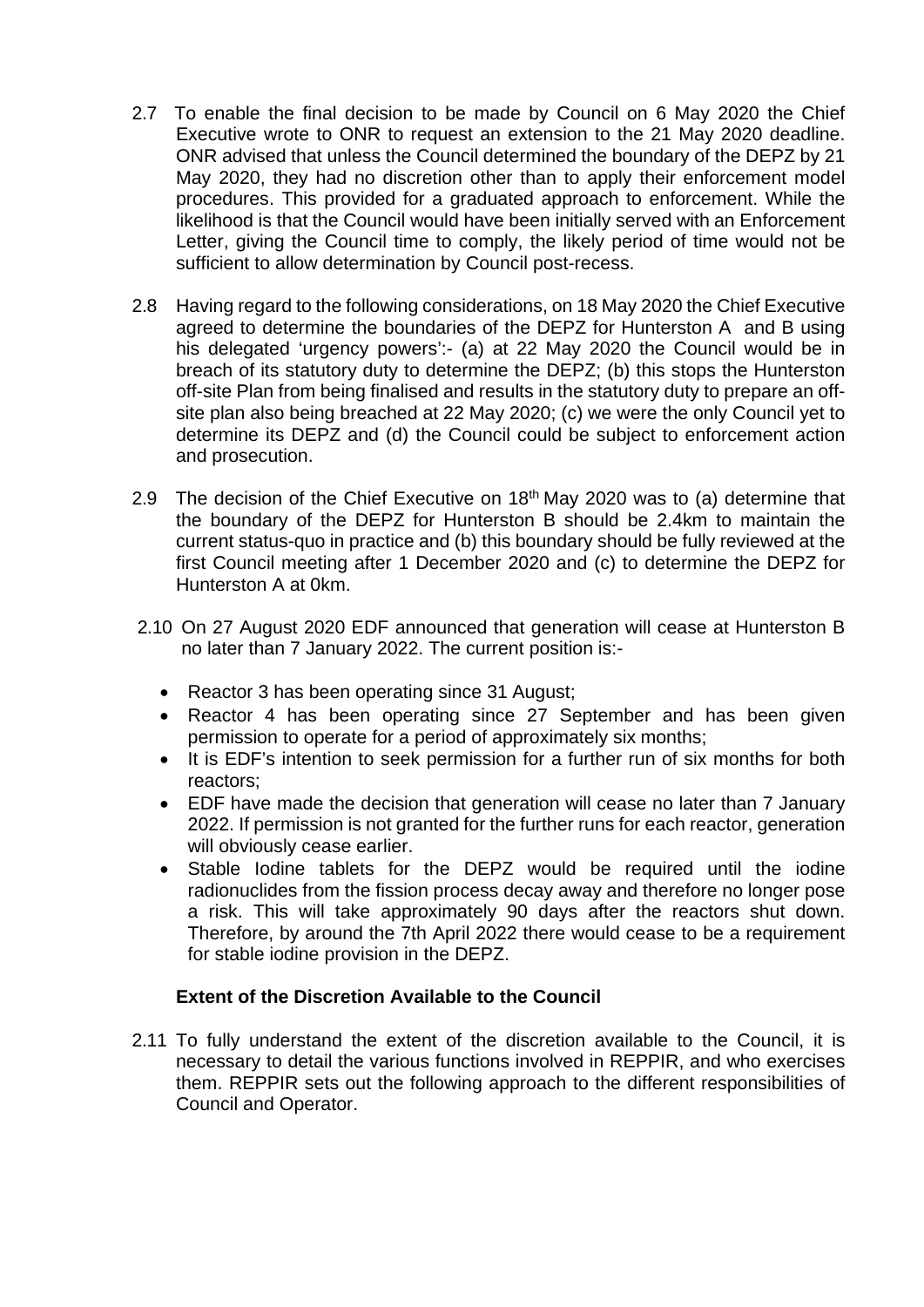2.7 To enable the final decision to be made by Council on 6 May 2020 the Chief Executive wrote to ONR to request an extension to the 21 May 2020 deadline. ONR advised that unless the Council determined the boundary of the DEPZ by 21 May 2020, they had no discretion other than to apply their enforcement model procedures. This provided for a graduated approach to enforcement. While the likelihood is that the Council would have been initially served with an Enforcement Letter, giving the Council time to comply, the likely period of time would not be sufficient to allow determination by Council post-recess.

2.8 Having regard to the following considerations, on 18 May 2020 the Chief Executive agreed to determine the boundaries of the DEPZ for Hunterston A and B using his delegated 'urgency powers':- (a) at 22 May 2020 the Council would be in breach of its statutory duty to determine the DEPZ; (b) this stops the Hunterston off-site Plan from being finalised and results in the statutory duty to prepare an off-site plan also being breached at 22 May 2020; (c) we were the only Council yet to determine its DEPZ and (d) the Council could be subject to enforcement action and prosecution.

2.9 The decision of the Chief Executive on 18th May 2020 was to (a) determine that the boundary of the DEPZ for Hunterston B should be 2.4km to maintain the current status-quo in practice and (b) this boundary should be fully reviewed at the first Council meeting after 1 December 2020 and (c) to determine the DEPZ for Hunterston A at 0km.

2.10 On 27 August 2020 EDF announced that generation will cease at Hunterston B no later than 7 January 2022. The current position is:-

- Reactor 3 has been operating since 31 August;
- Reactor 4 has been operating since 27 September and has been given permission to operate for a period of approximately six months;
- It is EDF's intention to seek permission for a further run of six months for both reactors;
- EDF have made the decision that generation will cease no later than 7 January 2022. If permission is not granted for the further runs for each reactor, generation will obviously cease earlier.
- Stable Iodine tablets for the DEPZ would be required until the iodine radionuclides from the fission process decay away and therefore no longer pose a risk. This will take approximately 90 days after the reactors shut down. Therefore, by around the 7th April 2022 there would cease to be a requirement for stable iodine provision in the DEPZ.

**Extent of the Discretion Available to the Council**

2.11 To fully understand the extent of the discretion available to the Council, it is necessary to detail the various functions involved in REPPIR, and who exercises them. REPPIR sets out the following approach to the different responsibilities of Council and Operator.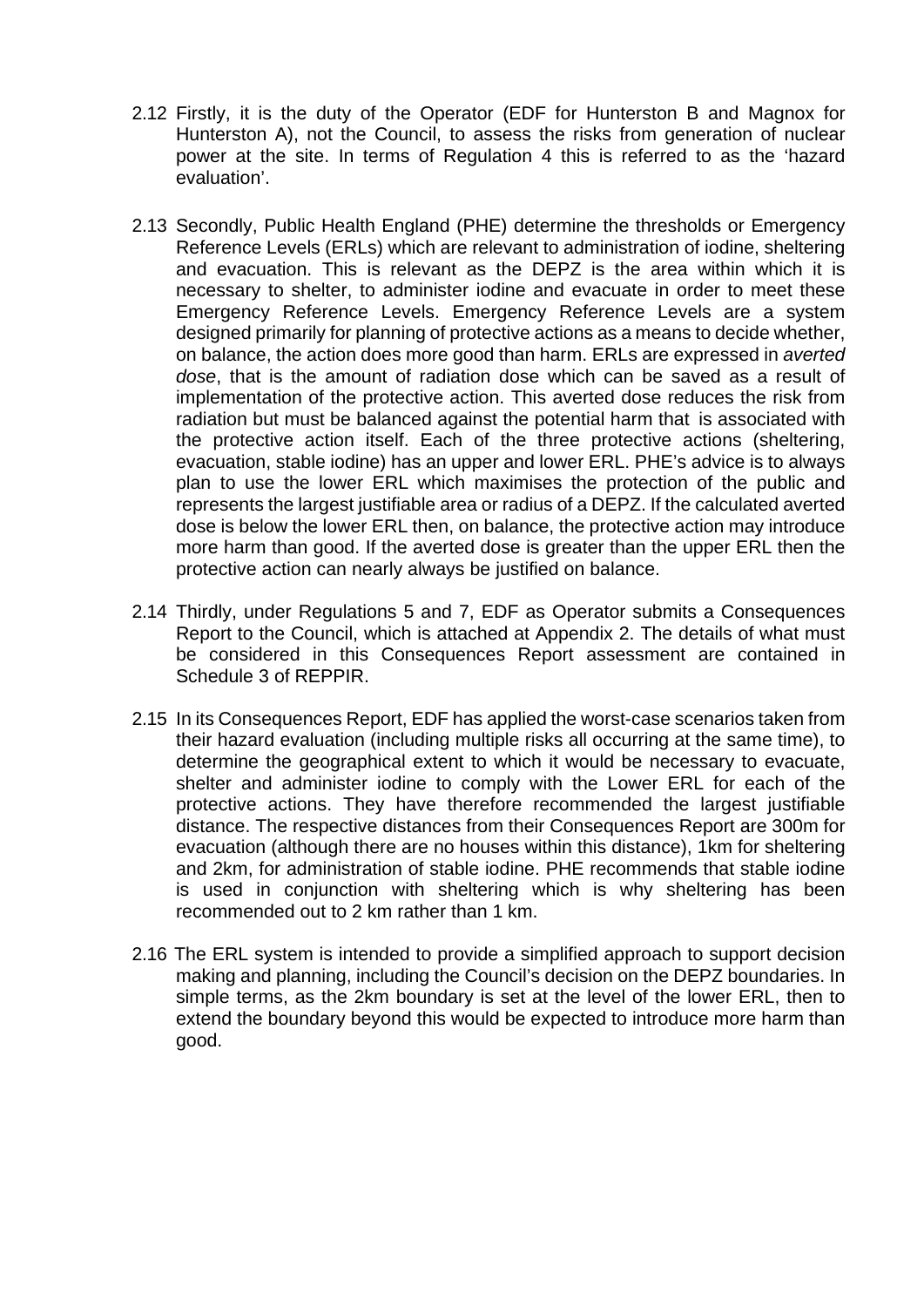2.12 Firstly, it is the duty of the Operator (EDF for Hunterston B and Magnox for Hunterston A), not the Council, to assess the risks from generation of nuclear power at the site. In terms of Regulation 4 this is referred to as the 'hazard evaluation'.

2.13 Secondly, Public Health England (PHE) determine the thresholds or Emergency Reference Levels (ERLs) which are relevant to administration of iodine, sheltering and evacuation. This is relevant as the DEPZ is the area within which it is necessary to shelter, to administer iodine and evacuate in order to meet these Emergency Reference Levels. Emergency Reference Levels are a system designed primarily for planning of protective actions as a means to decide whether, on balance, the action does more good than harm. ERLs are expressed in *averted dose*, that is the amount of radiation dose which can be saved as a result of implementation of the protective action. This averted dose reduces the risk from radiation but must be balanced against the potential harm that is associated with the protective action itself. Each of the three protective actions (sheltering, evacuation, stable iodine) has an upper and lower ERL. PHE's advice is to always plan to use the lower ERL which maximises the protection of the public and represents the largest justifiable area or radius of a DEPZ. If the calculated averted dose is below the lower ERL then, on balance, the protective action may introduce more harm than good. If the averted dose is greater than the upper ERL then the protective action can nearly always be justified on balance.

2.14 Thirdly, under Regulations 5 and 7, EDF as Operator submits a Consequences Report to the Council, which is attached at Appendix 2. The details of what must be considered in this Consequences Report assessment are contained in Schedule 3 of REPPIR.

2.15 In its Consequences Report, EDF has applied the worst-case scenarios taken from their hazard evaluation (including multiple risks all occurring at the same time), to determine the geographical extent to which it would be necessary to evacuate, shelter and administer iodine to comply with the Lower ERL for each of the protective actions. They have therefore recommended the largest justifiable distance. The respective distances from their Consequences Report are 300m for evacuation (although there are no houses within this distance), 1km for sheltering and 2km, for administration of stable iodine. PHE recommends that stable iodine is used in conjunction with sheltering which is why sheltering has been recommended out to 2 km rather than 1 km.

2.16 The ERL system is intended to provide a simplified approach to support decision making and planning, including the Council's decision on the DEPZ boundaries. In simple terms, as the 2km boundary is set at the level of the lower ERL, then to extend the boundary beyond this would be expected to introduce more harm than good.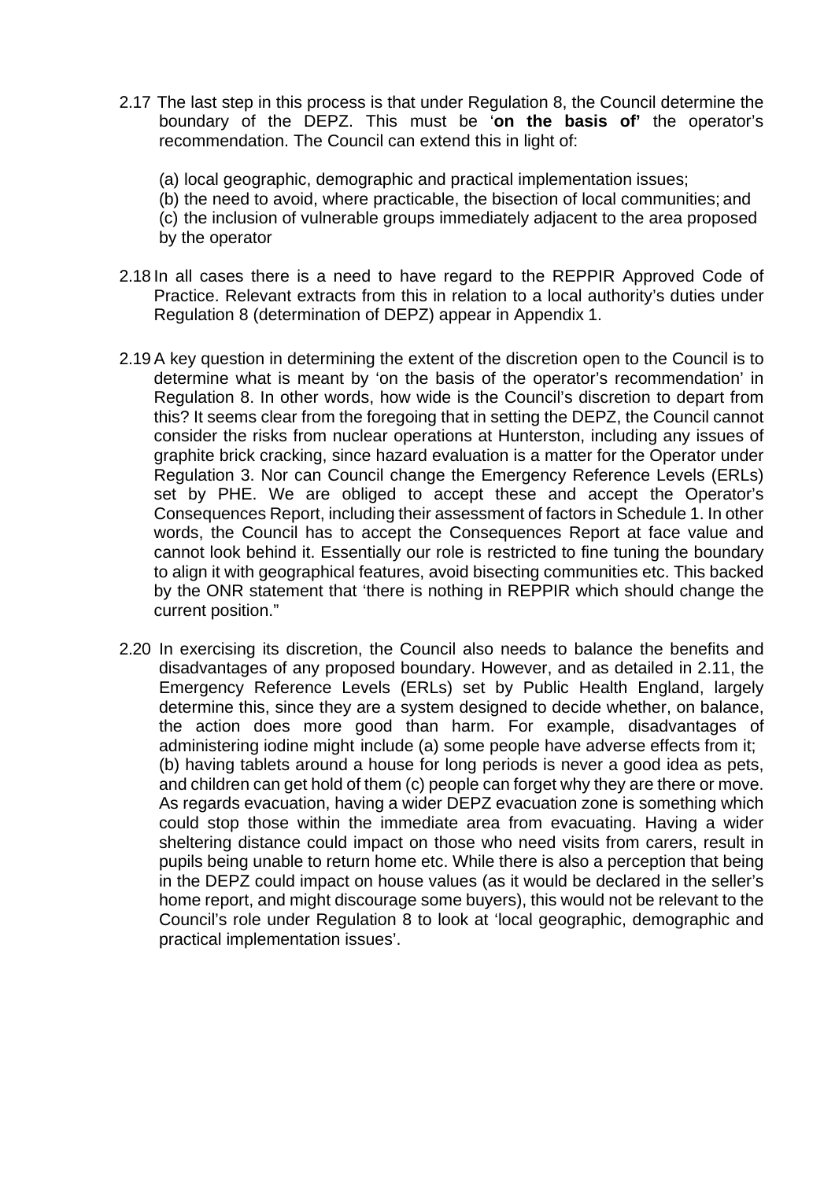2.17 The last step in this process is that under Regulation 8, the Council determine the boundary of the DEPZ. This must be '**on the basis of'** the operator's recommendation. The Council can extend this in light of:

(a) local geographic, demographic and practical implementation issues;
(b) the need to avoid, where practicable, the bisection of local communities; and
(c) the inclusion of vulnerable groups immediately adjacent to the area proposed by the operator

2.18 In all cases there is a need to have regard to the REPPIR Approved Code of Practice. Relevant extracts from this in relation to a local authority's duties under Regulation 8 (determination of DEPZ) appear in Appendix 1.

2.19 A key question in determining the extent of the discretion open to the Council is to determine what is meant by 'on the basis of the operator's recommendation' in Regulation 8. In other words, how wide is the Council's discretion to depart from this? It seems clear from the foregoing that in setting the DEPZ, the Council cannot consider the risks from nuclear operations at Hunterston, including any issues of graphite brick cracking, since hazard evaluation is a matter for the Operator under Regulation 3. Nor can Council change the Emergency Reference Levels (ERLs) set by PHE. We are obliged to accept these and accept the Operator's Consequences Report, including their assessment of factors in Schedule 1. In other words, the Council has to accept the Consequences Report at face value and cannot look behind it. Essentially our role is restricted to fine tuning the boundary to align it with geographical features, avoid bisecting communities etc. This backed by the ONR statement that 'there is nothing in REPPIR which should change the current position."

2.20 In exercising its discretion, the Council also needs to balance the benefits and disadvantages of any proposed boundary. However, and as detailed in 2.11, the Emergency Reference Levels (ERLs) set by Public Health England, largely determine this, since they are a system designed to decide whether, on balance, the action does more good than harm. For example, disadvantages of administering iodine might include (a) some people have adverse effects from it; (b) having tablets around a house for long periods is never a good idea as pets, and children can get hold of them (c) people can forget why they are there or move. As regards evacuation, having a wider DEPZ evacuation zone is something which could stop those within the immediate area from evacuating. Having a wider sheltering distance could impact on those who need visits from carers, result in pupils being unable to return home etc. While there is also a perception that being in the DEPZ could impact on house values (as it would be declared in the seller's home report, and might discourage some buyers), this would not be relevant to the Council's role under Regulation 8 to look at 'local geographic, demographic and practical implementation issues'.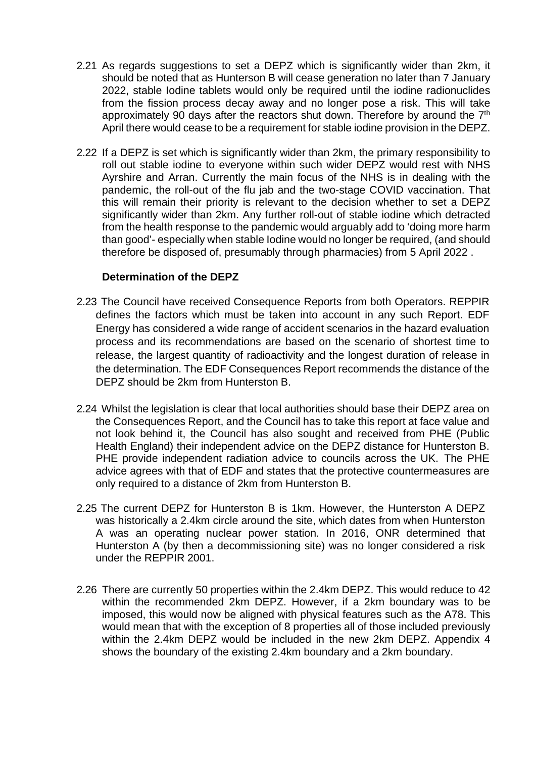2.21 As regards suggestions to set a DEPZ which is significantly wider than 2km, it should be noted that as Hunterson B will cease generation no later than 7 January 2022, stable Iodine tablets would only be required until the iodine radionuclides from the fission process decay away and no longer pose a risk. This will take approximately 90 days after the reactors shut down. Therefore by around the 7th April there would cease to be a requirement for stable iodine provision in the DEPZ.

2.22 If a DEPZ is set which is significantly wider than 2km, the primary responsibility to roll out stable iodine to everyone within such wider DEPZ would rest with NHS Ayrshire and Arran. Currently the main focus of the NHS is in dealing with the pandemic, the roll-out of the flu jab and the two-stage COVID vaccination. That this will remain their priority is relevant to the decision whether to set a DEPZ significantly wider than 2km. Any further roll-out of stable iodine which detracted from the health response to the pandemic would arguably add to 'doing more harm than good'- especially when stable Iodine would no longer be required, (and should therefore be disposed of, presumably through pharmacies) from 5 April 2022 .

**Determination of the DEPZ**

2.23 The Council have received Consequence Reports from both Operators. REPPIR defines the factors which must be taken into account in any such Report. EDF Energy has considered a wide range of accident scenarios in the hazard evaluation process and its recommendations are based on the scenario of shortest time to release, the largest quantity of radioactivity and the longest duration of release in the determination. The EDF Consequences Report recommends the distance of the DEPZ should be 2km from Hunterston B.

2.24 Whilst the legislation is clear that local authorities should base their DEPZ area on the Consequences Report, and the Council has to take this report at face value and not look behind it, the Council has also sought and received from PHE (Public Health England) their independent advice on the DEPZ distance for Hunterston B. PHE provide independent radiation advice to councils across the UK. The PHE advice agrees with that of EDF and states that the protective countermeasures are only required to a distance of 2km from Hunterston B.

2.25 The current DEPZ for Hunterston B is 1km. However, the Hunterston A DEPZ was historically a 2.4km circle around the site, which dates from when Hunterston A was an operating nuclear power station. In 2016, ONR determined that Hunterston A (by then a decommissioning site) was no longer considered a risk under the REPPIR 2001.

2.26 There are currently 50 properties within the 2.4km DEPZ. This would reduce to 42 within the recommended 2km DEPZ. However, if a 2km boundary was to be imposed, this would now be aligned with physical features such as the A78. This would mean that with the exception of 8 properties all of those included previously within the 2.4km DEPZ would be included in the new 2km DEPZ. Appendix 4 shows the boundary of the existing 2.4km boundary and a 2km boundary.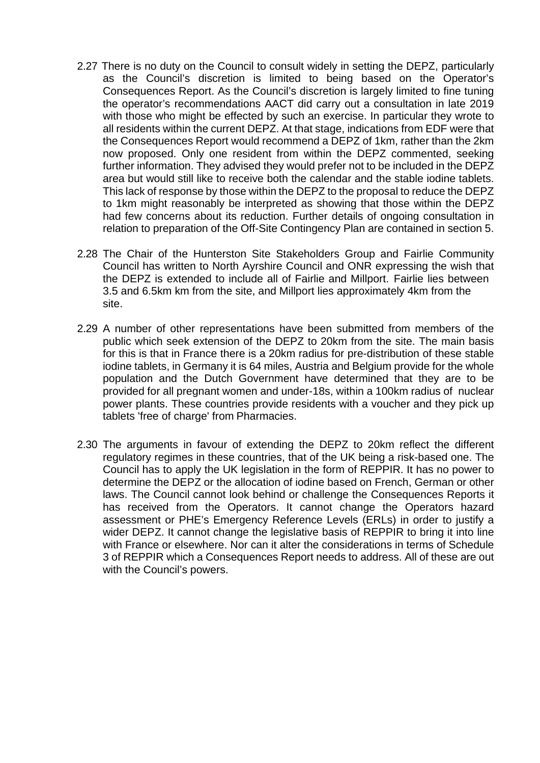2.27 There is no duty on the Council to consult widely in setting the DEPZ, particularly as the Council's discretion is limited to being based on the Operator's Consequences Report. As the Council's discretion is largely limited to fine tuning the operator's recommendations AACT did carry out a consultation in late 2019 with those who might be effected by such an exercise. In particular they wrote to all residents within the current DEPZ. At that stage, indications from EDF were that the Consequences Report would recommend a DEPZ of 1km, rather than the 2km now proposed. Only one resident from within the DEPZ commented, seeking further information. They advised they would prefer not to be included in the DEPZ area but would still like to receive both the calendar and the stable iodine tablets. This lack of response by those within the DEPZ to the proposal to reduce the DEPZ to 1km might reasonably be interpreted as showing that those within the DEPZ had few concerns about its reduction. Further details of ongoing consultation in relation to preparation of the Off-Site Contingency Plan are contained in section 5.

2.28 The Chair of the Hunterston Site Stakeholders Group and Fairlie Community Council has written to North Ayrshire Council and ONR expressing the wish that the DEPZ is extended to include all of Fairlie and Millport. Fairlie lies between 3.5 and 6.5km km from the site, and Millport lies approximately 4km from the site.

2.29 A number of other representations have been submitted from members of the public which seek extension of the DEPZ to 20km from the site. The main basis for this is that in France there is a 20km radius for pre-distribution of these stable iodine tablets, in Germany it is 64 miles, Austria and Belgium provide for the whole population and the Dutch Government have determined that they are to be provided for all pregnant women and under-18s, within a 100km radius of nuclear power plants. These countries provide residents with a voucher and they pick up tablets 'free of charge' from Pharmacies.

2.30 The arguments in favour of extending the DEPZ to 20km reflect the different regulatory regimes in these countries, that of the UK being a risk-based one. The Council has to apply the UK legislation in the form of REPPIR. It has no power to determine the DEPZ or the allocation of iodine based on French, German or other laws. The Council cannot look behind or challenge the Consequences Reports it has received from the Operators. It cannot change the Operators hazard assessment or PHE's Emergency Reference Levels (ERLs) in order to justify a wider DEPZ. It cannot change the legislative basis of REPPIR to bring it into line with France or elsewhere. Nor can it alter the considerations in terms of Schedule 3 of REPPIR which a Consequences Report needs to address. All of these are out with the Council's powers.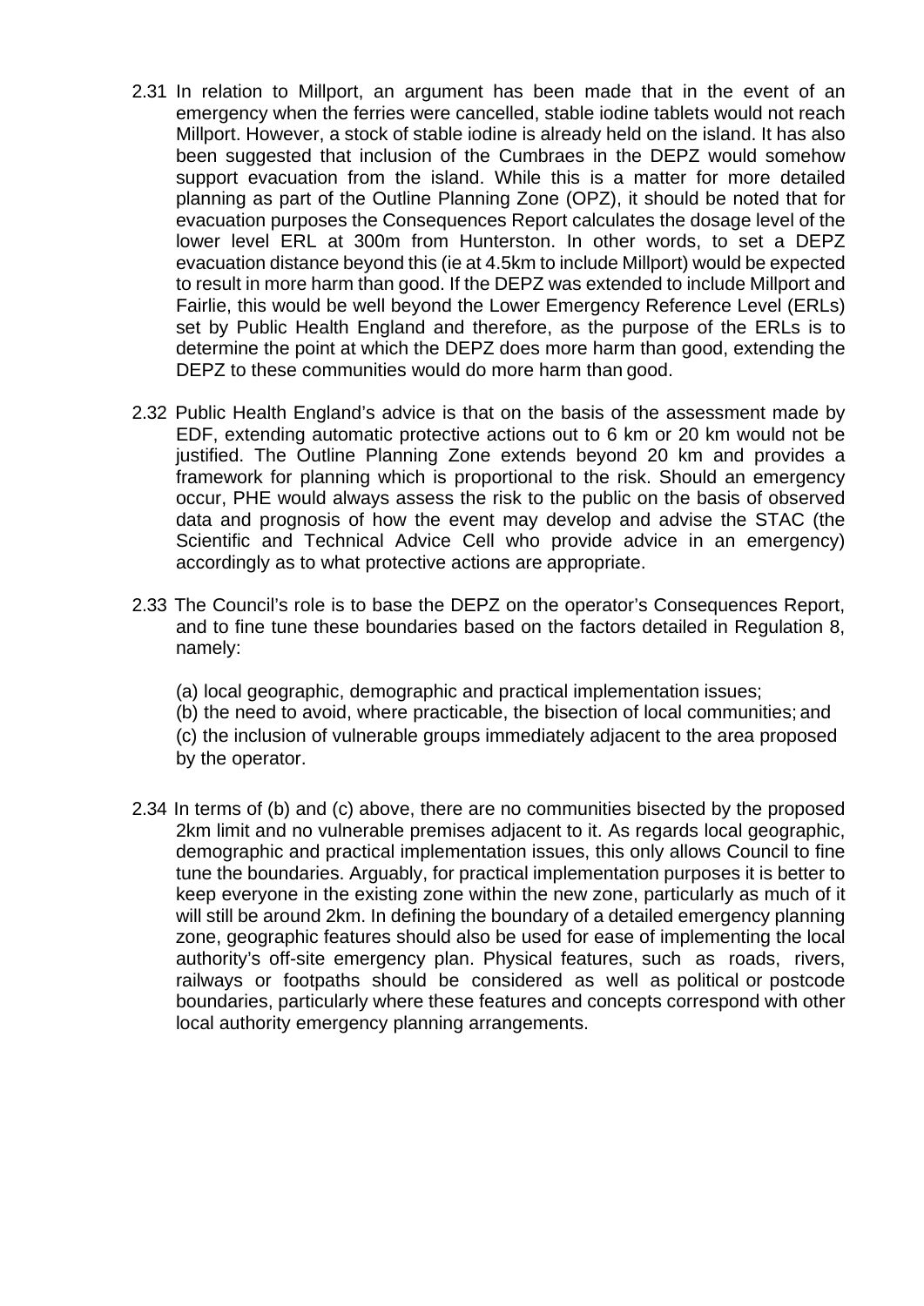2.31 In relation to Millport, an argument has been made that in the event of an emergency when the ferries were cancelled, stable iodine tablets would not reach Millport. However, a stock of stable iodine is already held on the island. It has also been suggested that inclusion of the Cumbraes in the DEPZ would somehow support evacuation from the island. While this is a matter for more detailed planning as part of the Outline Planning Zone (OPZ), it should be noted that for evacuation purposes the Consequences Report calculates the dosage level of the lower level ERL at 300m from Hunterston. In other words, to set a DEPZ evacuation distance beyond this (ie at 4.5km to include Millport) would be expected to result in more harm than good. If the DEPZ was extended to include Millport and Fairlie, this would be well beyond the Lower Emergency Reference Level (ERLs) set by Public Health England and therefore, as the purpose of the ERLs is to determine the point at which the DEPZ does more harm than good, extending the DEPZ to these communities would do more harm than good.

2.32 Public Health England's advice is that on the basis of the assessment made by EDF, extending automatic protective actions out to 6 km or 20 km would not be justified. The Outline Planning Zone extends beyond 20 km and provides a framework for planning which is proportional to the risk. Should an emergency occur, PHE would always assess the risk to the public on the basis of observed data and prognosis of how the event may develop and advise the STAC (the Scientific and Technical Advice Cell who provide advice in an emergency) accordingly as to what protective actions are appropriate.

2.33 The Council's role is to base the DEPZ on the operator's Consequences Report, and to fine tune these boundaries based on the factors detailed in Regulation 8, namely:

(a) local geographic, demographic and practical implementation issues;
(b) the need to avoid, where practicable, the bisection of local communities; and
(c) the inclusion of vulnerable groups immediately adjacent to the area proposed by the operator.

2.34 In terms of (b) and (c) above, there are no communities bisected by the proposed 2km limit and no vulnerable premises adjacent to it. As regards local geographic, demographic and practical implementation issues, this only allows Council to fine tune the boundaries. Arguably, for practical implementation purposes it is better to keep everyone in the existing zone within the new zone, particularly as much of it will still be around 2km. In defining the boundary of a detailed emergency planning zone, geographic features should also be used for ease of implementing the local authority's off-site emergency plan. Physical features, such as roads, rivers, railways or footpaths should be considered as well as political or postcode boundaries, particularly where these features and concepts correspond with other local authority emergency planning arrangements.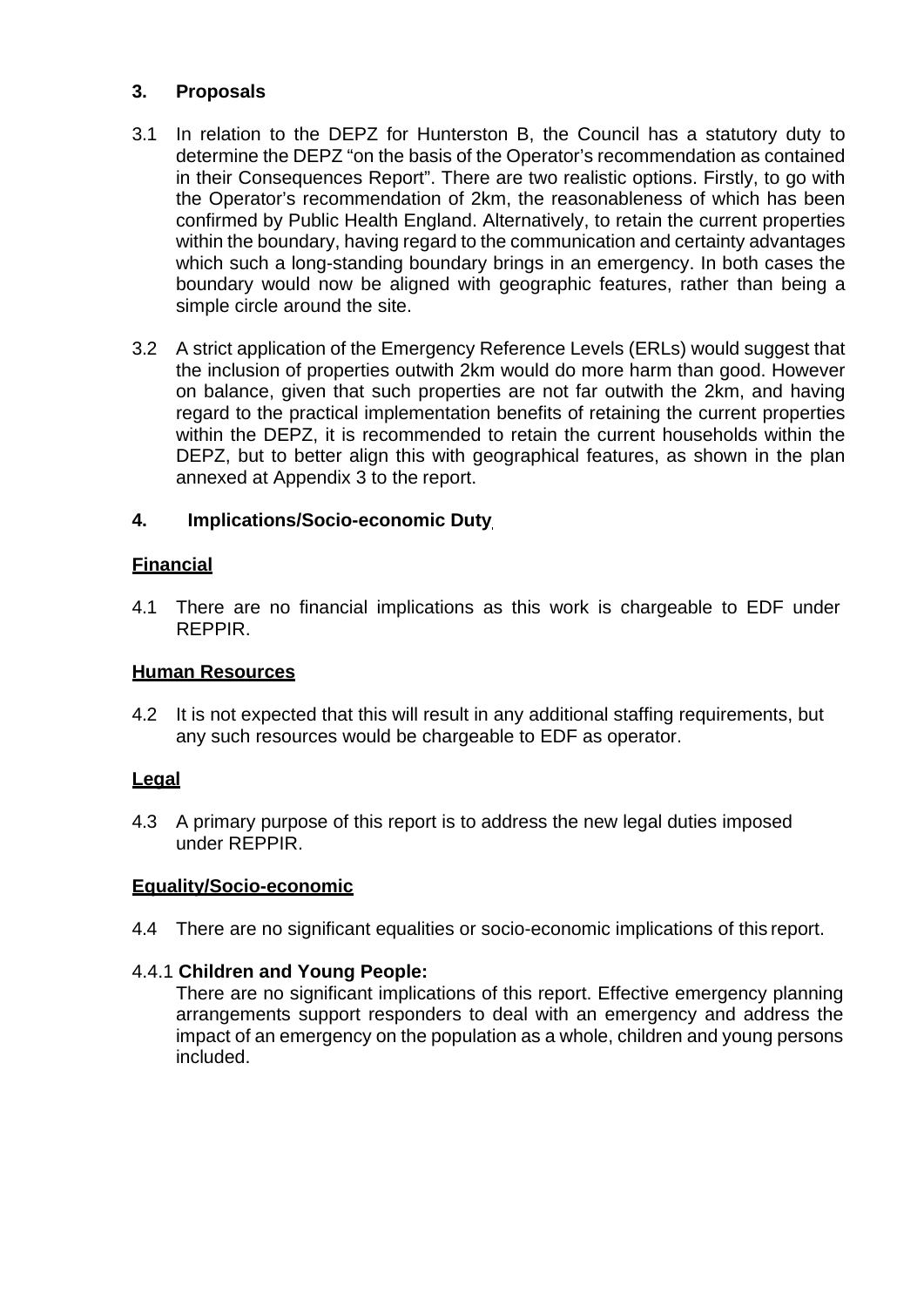## 3. Proposals

3.1 In relation to the DEPZ for Hunterston B, the Council has a statutory duty to determine the DEPZ "on the basis of the Operator's recommendation as contained in their Consequences Report". There are two realistic options. Firstly, to go with the Operator's recommendation of 2km, the reasonableness of which has been confirmed by Public Health England. Alternatively, to retain the current properties within the boundary, having regard to the communication and certainty advantages which such a long-standing boundary brings in an emergency. In both cases the boundary would now be aligned with geographic features, rather than being a simple circle around the site.

3.2 A strict application of the Emergency Reference Levels (ERLs) would suggest that the inclusion of properties outwith 2km would do more harm than good. However on balance, given that such properties are not far outwith the 2km, and having regard to the practical implementation benefits of retaining the current properties within the DEPZ, it is recommended to retain the current households within the DEPZ, but to better align this with geographical features, as shown in the plan annexed at Appendix 3 to the report.

## 4. Implications/Socio-economic Duty

**Financial**

4.1 There are no financial implications as this work is chargeable to EDF under REPPIR.

**Human Resources**

4.2 It is not expected that this will result in any additional staffing requirements, but any such resources would be chargeable to EDF as operator.

**Legal**

4.3 A primary purpose of this report is to address the new legal duties imposed under REPPIR.

**Equality/Socio-economic**

4.4 There are no significant equalities or socio-economic implications of this report.

4.4.1 **Children and Young People:**
There are no significant implications of this report. Effective emergency planning arrangements support responders to deal with an emergency and address the impact of an emergency on the population as a whole, children and young persons included.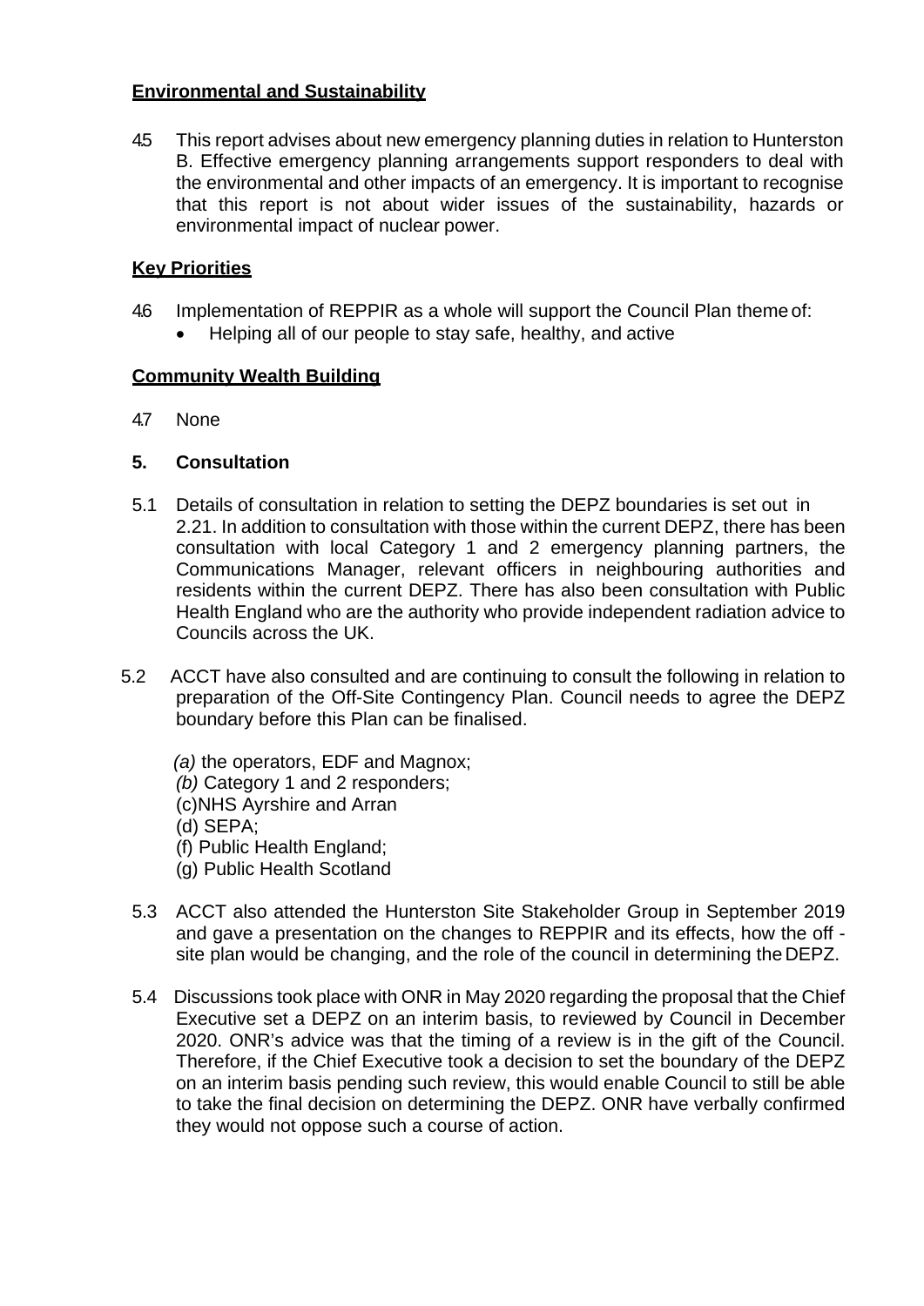**Environmental and Sustainability**

4.5 This report advises about new emergency planning duties in relation to Hunterston B. Effective emergency planning arrangements support responders to deal with the environmental and other impacts of an emergency. It is important to recognise that this report is not about wider issues of the sustainability, hazards or environmental impact of nuclear power.

**Key Priorities**

4.6 Implementation of REPPIR as a whole will support the Council Plan theme of:

- Helping all of our people to stay safe, healthy, and active

**Community Wealth Building**

4.7 None

**5. Consultation**

5.1 Details of consultation in relation to setting the DEPZ boundaries is set out in 2.21. In addition to consultation with those within the current DEPZ, there has been consultation with local Category 1 and 2 emergency planning partners, the Communications Manager, relevant officers in neighbouring authorities and residents within the current DEPZ. There has also been consultation with Public Health England who are the authority who provide independent radiation advice to Councils across the UK.

5.2 ACCT have also consulted and are continuing to consult the following in relation to preparation of the Off-Site Contingency Plan. Council needs to agree the DEPZ boundary before this Plan can be finalised.

*(a)* the operators, EDF and Magnox;
*(b)* Category 1 and 2 responders;
(c)NHS Ayrshire and Arran
(d) SEPA;
(f) Public Health England;
(g) Public Health Scotland

5.3 ACCT also attended the Hunterston Site Stakeholder Group in September 2019 and gave a presentation on the changes to REPPIR and its effects, how the off - site plan would be changing, and the role of the council in determining the DEPZ.

5.4 Discussions took place with ONR in May 2020 regarding the proposal that the Chief Executive set a DEPZ on an interim basis, to reviewed by Council in December 2020. ONR's advice was that the timing of a review is in the gift of the Council. Therefore, if the Chief Executive took a decision to set the boundary of the DEPZ on an interim basis pending such review, this would enable Council to still be able to take the final decision on determining the DEPZ. ONR have verbally confirmed they would not oppose such a course of action.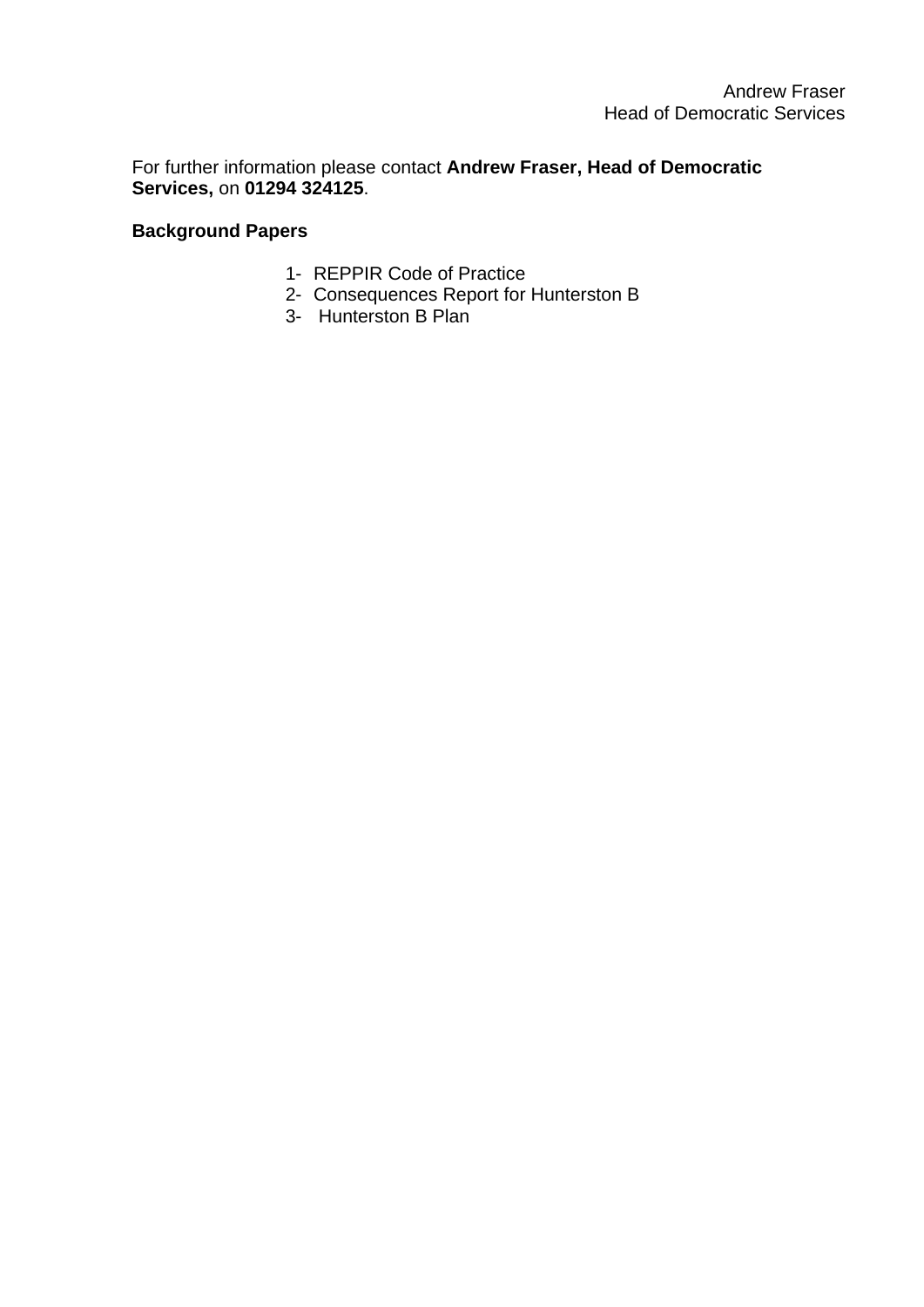Andrew Fraser
Head of Democratic Services

For further information please contact **Andrew Fraser, Head of Democratic Services,** on **01294 324125**.

**Background Papers**

1- REPPIR Code of Practice
2- Consequences Report for Hunterston B
3- Hunterston B Plan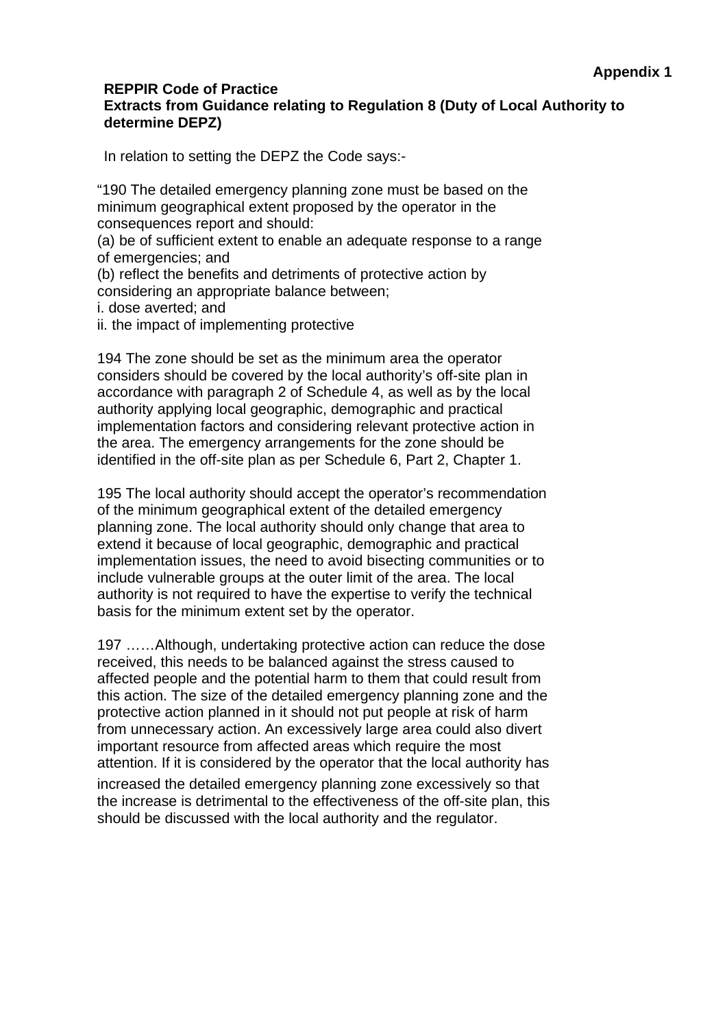**Appendix 1**

**REPPIR Code of Practice**
**Extracts from Guidance relating to Regulation 8 (Duty of Local Authority to determine DEPZ)**

In relation to setting the DEPZ the Code says:-

"190 The detailed emergency planning zone must be based on the minimum geographical extent proposed by the operator in the consequences report and should:
(a) be of sufficient extent to enable an adequate response to a range of emergencies; and
(b) reflect the benefits and detriments of protective action by considering an appropriate balance between;
i. dose averted; and
ii. the impact of implementing protective

194 The zone should be set as the minimum area the operator considers should be covered by the local authority's off-site plan in accordance with paragraph 2 of Schedule 4, as well as by the local authority applying local geographic, demographic and practical implementation factors and considering relevant protective action in the area. The emergency arrangements for the zone should be identified in the off-site plan as per Schedule 6, Part 2, Chapter 1.

195 The local authority should accept the operator's recommendation of the minimum geographical extent of the detailed emergency planning zone. The local authority should only change that area to extend it because of local geographic, demographic and practical implementation issues, the need to avoid bisecting communities or to include vulnerable groups at the outer limit of the area. The local authority is not required to have the expertise to verify the technical basis for the minimum extent set by the operator.

197 ……Although, undertaking protective action can reduce the dose received, this needs to be balanced against the stress caused to affected people and the potential harm to them that could result from this action. The size of the detailed emergency planning zone and the protective action planned in it should not put people at risk of harm from unnecessary action. An excessively large area could also divert important resource from affected areas which require the most attention. If it is considered by the operator that the local authority has increased the detailed emergency planning zone excessively so that the increase is detrimental to the effectiveness of the off-site plan, this should be discussed with the local authority and the regulator.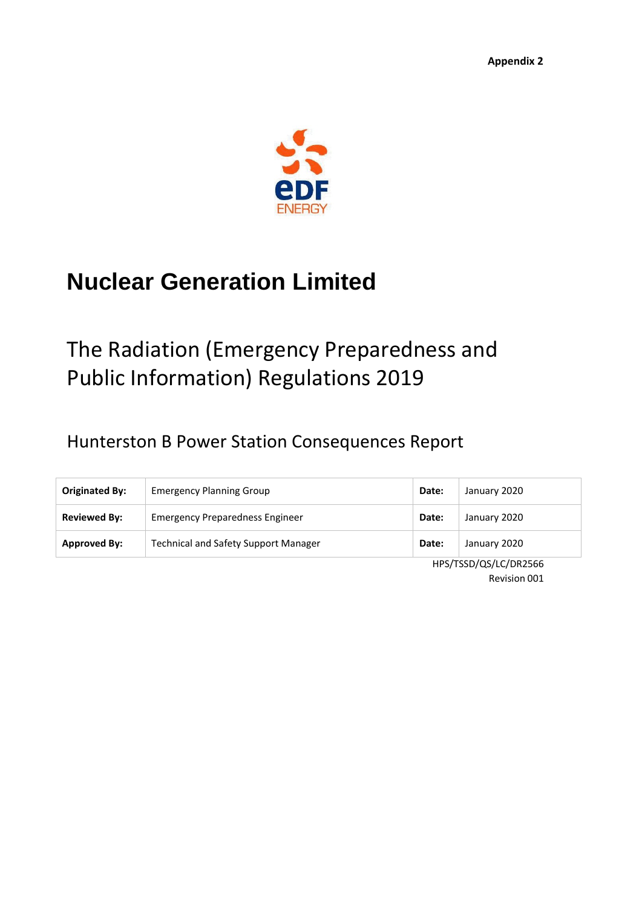**Appendix 2**

# Nuclear Generation Limited

## The Radiation (Emergency Preparedness and Public Information) Regulations 2019

### Hunterston B Power Station Consequences Report

| **Originated By:** | Emergency Planning Group | **Date:** | January 2020 |
|---|---|---|---|
| **Reviewed By:** | Emergency Preparedness Engineer | **Date:** | January 2020 |
| **Approved By:** | Technical and Safety Support Manager | **Date:** | January 2020 |

HPS/TSSD/QS/LC/DR2566
Revision 001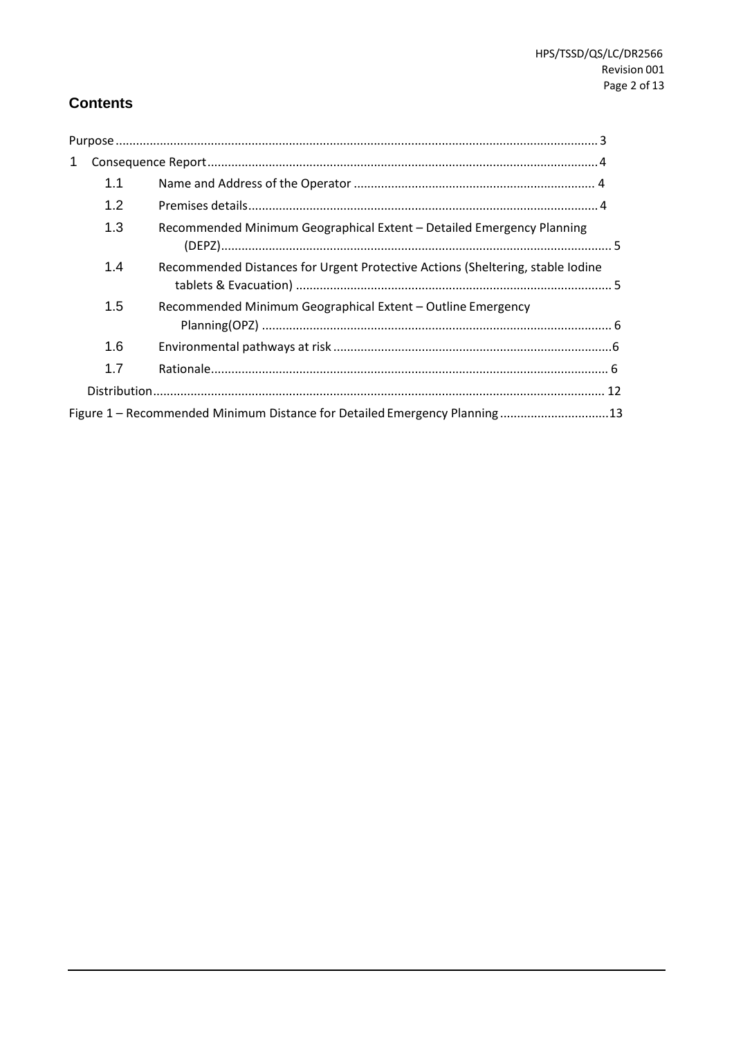## Contents

Purpose ........................................................................................................................................ 3

1 Consequence Report ................................................................................................................ 4

- 1.1 Name and Address of the Operator ...................................................................... 4
- 1.2 Premises details ...................................................................................................... 4
- 1.3 Recommended Minimum Geographical Extent – Detailed Emergency Planning (DEPZ) ................................................................................................................. 5
- 1.4 Recommended Distances for Urgent Protective Actions (Sheltering, stable Iodine tablets & Evacuation) ............................................................................................ 5
- 1.5 Recommended Minimum Geographical Extent – Outline Emergency Planning(OPZ) ..................................................................................................... 6
- 1.6 Environmental pathways at risk ................................................................................ 6
- 1.7 Rationale ................................................................................................................... 6

Distribution .................................................................................................................................. 12

Figure 1 – Recommended Minimum Distance for Detailed Emergency Planning ................................ 13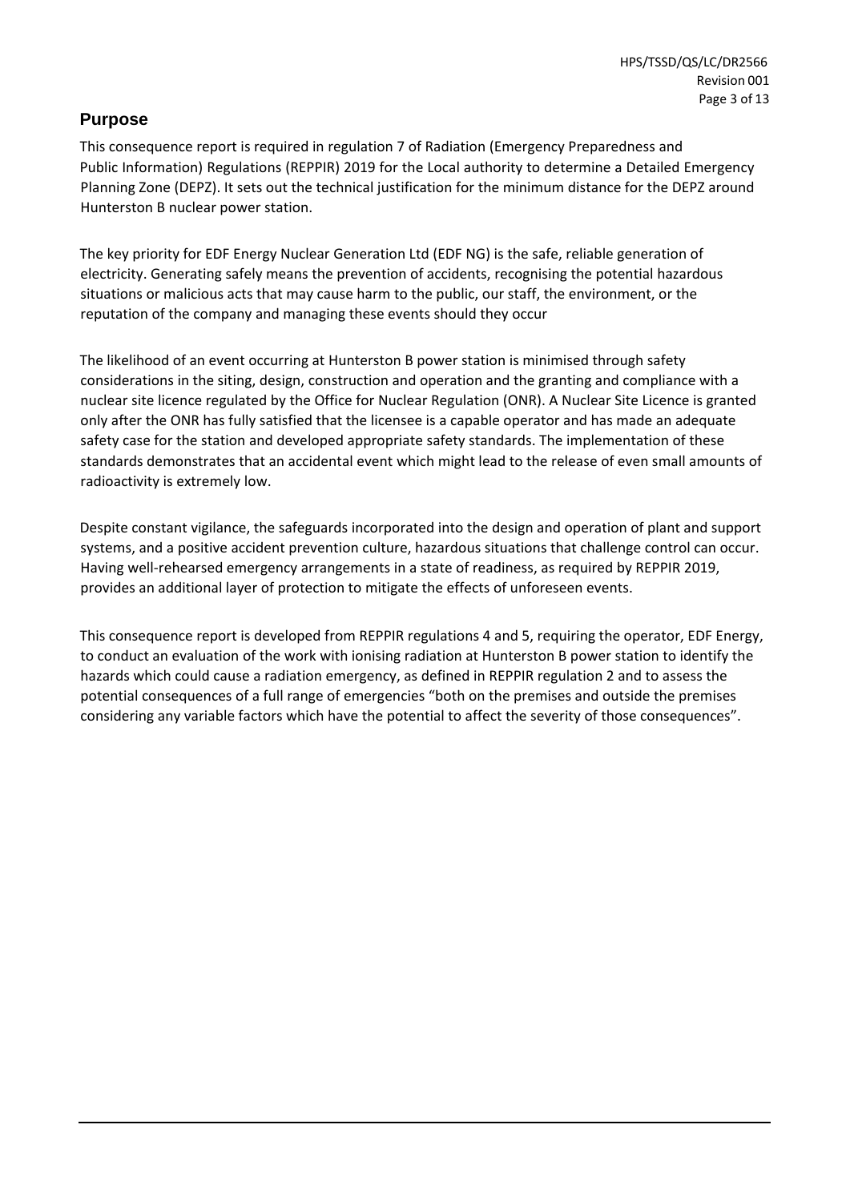## Purpose

This consequence report is required in regulation 7 of Radiation (Emergency Preparedness and Public Information) Regulations (REPPIR) 2019 for the Local authority to determine a Detailed Emergency Planning Zone (DEPZ). It sets out the technical justification for the minimum distance for the DEPZ around Hunterston B nuclear power station.

The key priority for EDF Energy Nuclear Generation Ltd (EDF NG) is the safe, reliable generation of electricity. Generating safely means the prevention of accidents, recognising the potential hazardous situations or malicious acts that may cause harm to the public, our staff, the environment, or the reputation of the company and managing these events should they occur

The likelihood of an event occurring at Hunterston B power station is minimised through safety considerations in the siting, design, construction and operation and the granting and compliance with a nuclear site licence regulated by the Office for Nuclear Regulation (ONR). A Nuclear Site Licence is granted only after the ONR has fully satisfied that the licensee is a capable operator and has made an adequate safety case for the station and developed appropriate safety standards. The implementation of these standards demonstrates that an accidental event which might lead to the release of even small amounts of radioactivity is extremely low.

Despite constant vigilance, the safeguards incorporated into the design and operation of plant and support systems, and a positive accident prevention culture, hazardous situations that challenge control can occur. Having well-rehearsed emergency arrangements in a state of readiness, as required by REPPIR 2019, provides an additional layer of protection to mitigate the effects of unforeseen events.

This consequence report is developed from REPPIR regulations 4 and 5, requiring the operator, EDF Energy, to conduct an evaluation of the work with ionising radiation at Hunterston B power station to identify the hazards which could cause a radiation emergency, as defined in REPPIR regulation 2 and to assess the potential consequences of a full range of emergencies "both on the premises and outside the premises considering any variable factors which have the potential to affect the severity of those consequences".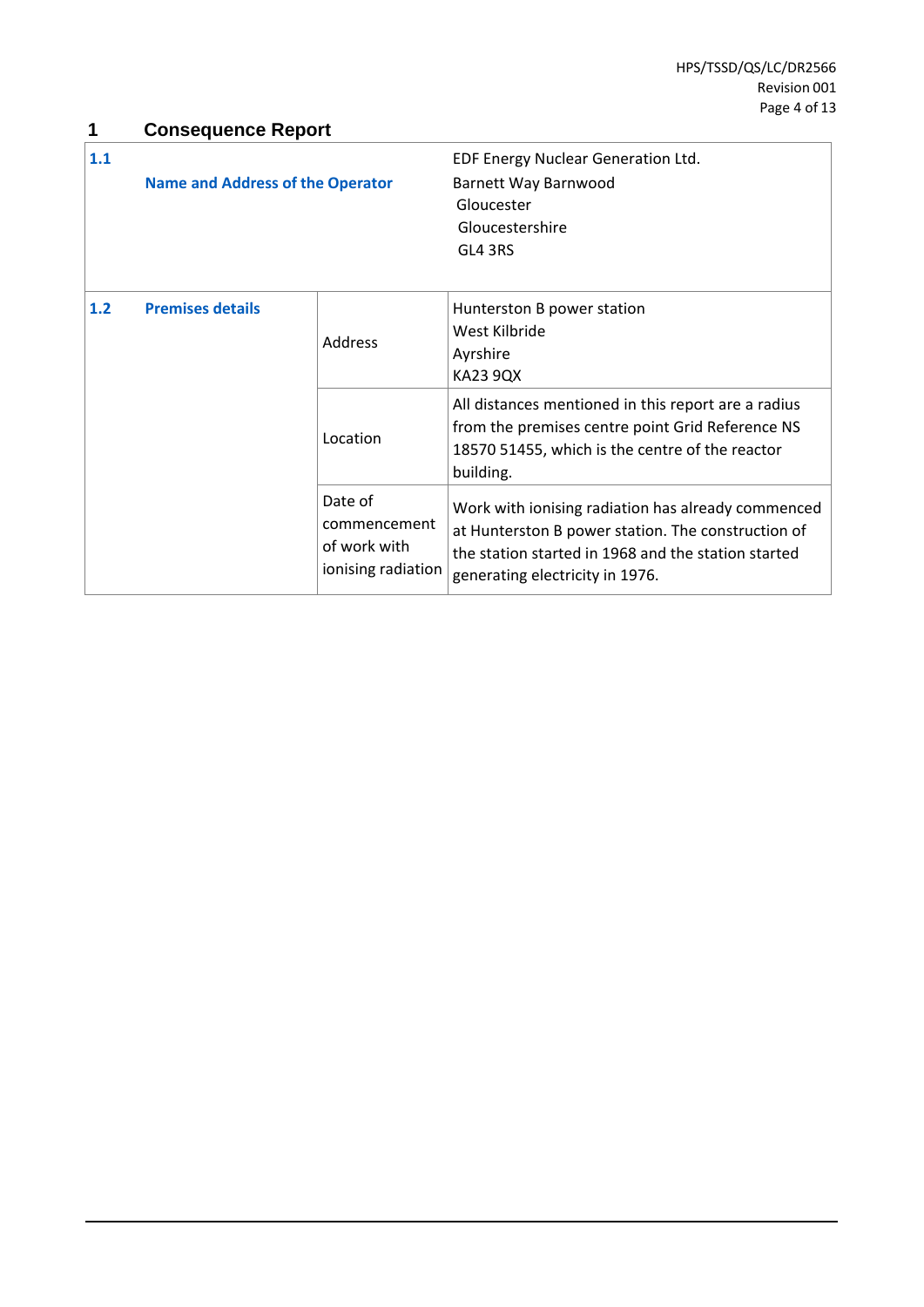# 1 Consequence Report

| | | | |
|---|---|---|---|
| **1.1** | **Name and Address of the Operator** | | EDF Energy Nuclear Generation Ltd.<br>Barnett Way Barnwood<br>Gloucester<br>Gloucestershire<br>GL4 3RS |
| **1.2** | **Premises details** | Address | Hunterston B power station<br>West Kilbride<br>Ayrshire<br>KA23 9QX |
| | | Location | All distances mentioned in this report are a radius from the premises centre point Grid Reference NS 18570 51455, which is the centre of the reactor building. |
| | | Date of commencement of work with ionising radiation | Work with ionising radiation has already commenced at Hunterston B power station. The construction of the station started in 1968 and the station started generating electricity in 1976. |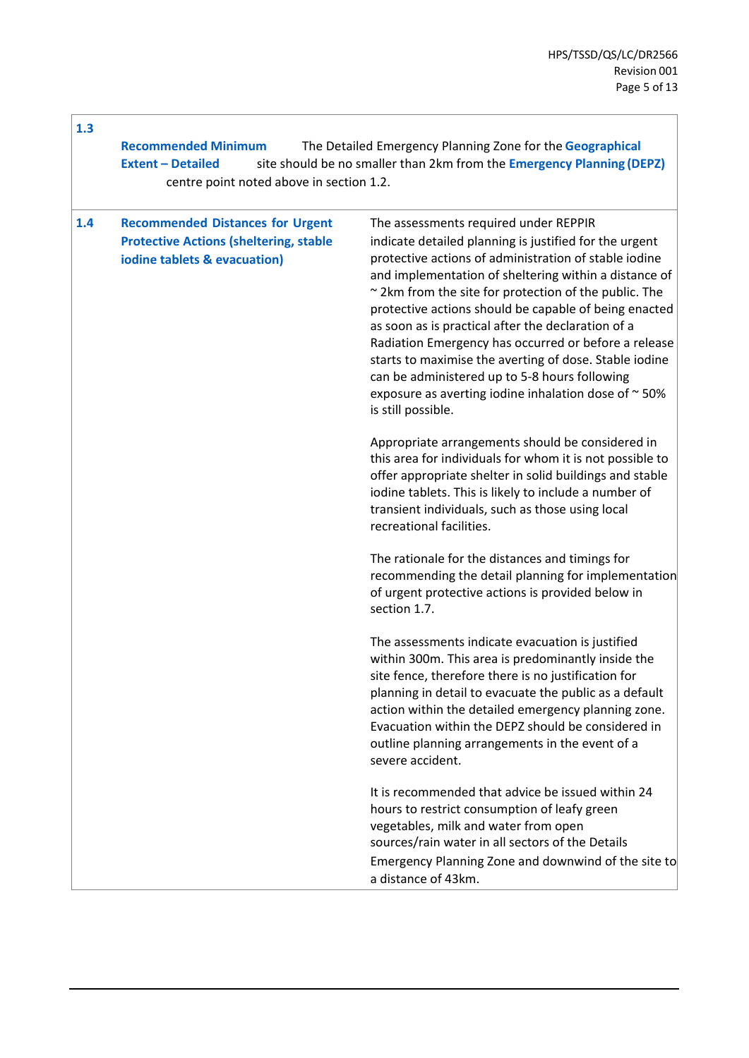| | | |
|---|---|---|
| **1.3** | **Recommended Minimum Geographical Extent – Detailed Emergency Planning (DEPZ)** | The Detailed Emergency Planning Zone for the site should be no smaller than 2km from the centre point noted above in section 1.2. |
| **1.4** | **Recommended Distances for Urgent Protective Actions (sheltering, stable iodine tablets & evacuation)** | The assessments required under REPPIR indicate detailed planning is justified for the urgent protective actions of administration of stable iodine and implementation of sheltering within a distance of ~ 2km from the site for protection of the public. The protective actions should be capable of being enacted as soon as is practical after the declaration of a Radiation Emergency has occurred or before a release starts to maximise the averting of dose. Stable iodine can be administered up to 5-8 hours following exposure as averting iodine inhalation dose of ~ 50% is still possible.<br><br>Appropriate arrangements should be considered in this area for individuals for whom it is not possible to offer appropriate shelter in solid buildings and stable iodine tablets. This is likely to include a number of transient individuals, such as those using local recreational facilities.<br><br>The rationale for the distances and timings for recommending the detail planning for implementation of urgent protective actions is provided below in section 1.7.<br><br>The assessments indicate evacuation is justified within 300m. This area is predominantly inside the site fence, therefore there is no justification for planning in detail to evacuate the public as a default action within the detailed emergency planning zone. Evacuation within the DEPZ should be considered in outline planning arrangements in the event of a severe accident.<br><br>It is recommended that advice be issued within 24 hours to restrict consumption of leafy green vegetables, milk and water from open sources/rain water in all sectors of the Details Emergency Planning Zone and downwind of the site to a distance of 43km. |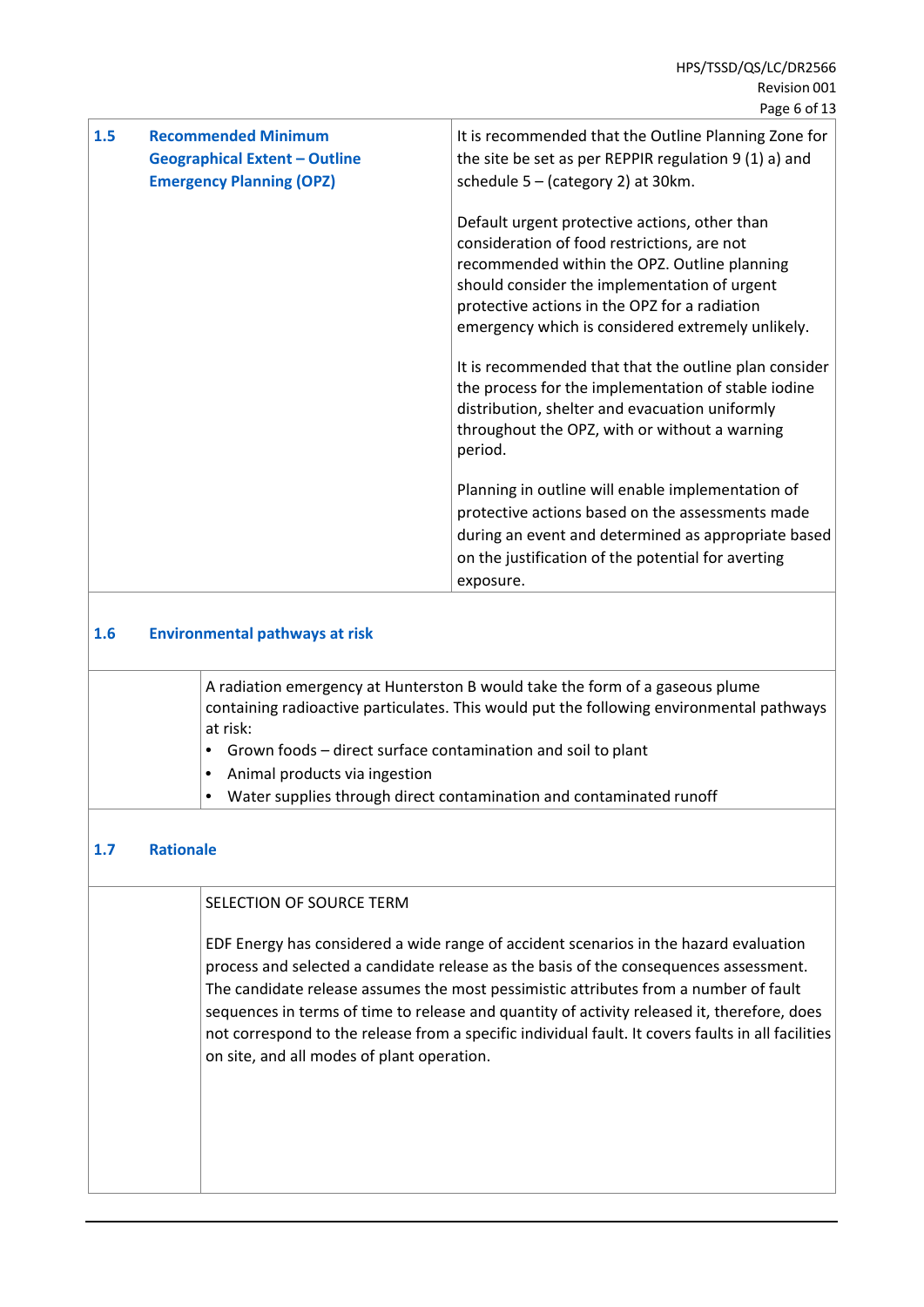| | |
|---|---|
| **1.5 Recommended Minimum Geographical Extent – Outline Emergency Planning (OPZ)** | It is recommended that the Outline Planning Zone for the site be set as per REPPIR regulation 9 (1) a) and schedule 5 – (category 2) at 30km.<br><br>Default urgent protective actions, other than consideration of food restrictions, are not recommended within the OPZ. Outline planning should consider the implementation of urgent protective actions in the OPZ for a radiation emergency which is considered extremely unlikely.<br><br>It is recommended that that the outline plan consider the process for the implementation of stable iodine distribution, shelter and evacuation uniformly throughout the OPZ, with or without a warning period.<br><br>Planning in outline will enable implementation of protective actions based on the assessments made during an event and determined as appropriate based on the justification of the potential for averting exposure. |

## 1.6 Environmental pathways at risk

A radiation emergency at Hunterston B would take the form of a gaseous plume containing radioactive particulates. This would put the following environmental pathways at risk:

- Grown foods – direct surface contamination and soil to plant
- Animal products via ingestion
- Water supplies through direct contamination and contaminated runoff

## 1.7 Rationale

SELECTION OF SOURCE TERM

EDF Energy has considered a wide range of accident scenarios in the hazard evaluation process and selected a candidate release as the basis of the consequences assessment. The candidate release assumes the most pessimistic attributes from a number of fault sequences in terms of time to release and quantity of activity released it, therefore, does not correspond to the release from a specific individual fault. It covers faults in all facilities on site, and all modes of plant operation.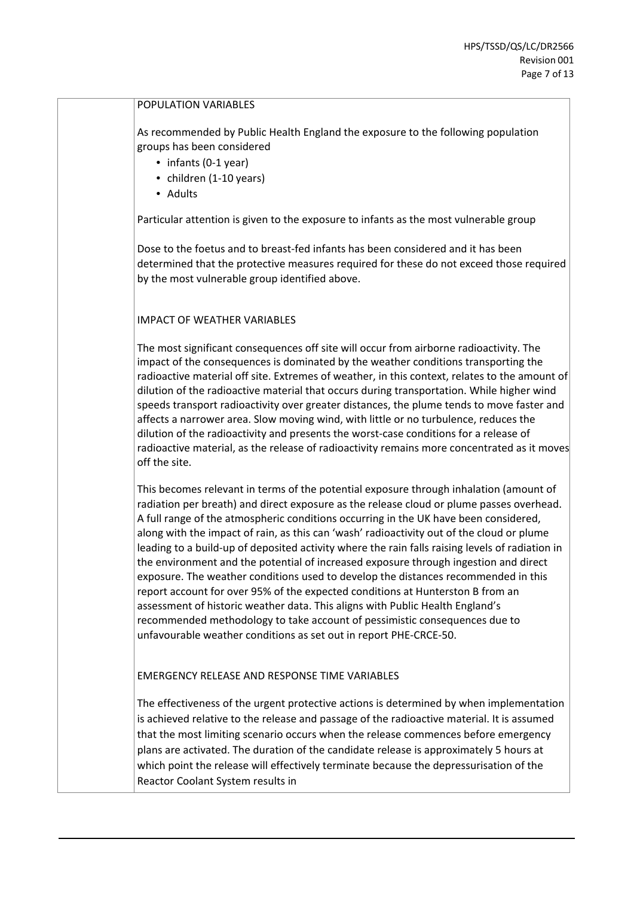POPULATION VARIABLES

As recommended by Public Health England the exposure to the following population groups has been considered

- infants (0-1 year)
- children (1-10 years)
- Adults

Particular attention is given to the exposure to infants as the most vulnerable group

Dose to the foetus and to breast-fed infants has been considered and it has been determined that the protective measures required for these do not exceed those required by the most vulnerable group identified above.

IMPACT OF WEATHER VARIABLES

The most significant consequences off site will occur from airborne radioactivity. The impact of the consequences is dominated by the weather conditions transporting the radioactive material off site. Extremes of weather, in this context, relates to the amount of dilution of the radioactive material that occurs during transportation. While higher wind speeds transport radioactivity over greater distances, the plume tends to move faster and affects a narrower area. Slow moving wind, with little or no turbulence, reduces the dilution of the radioactivity and presents the worst-case conditions for a release of radioactive material, as the release of radioactivity remains more concentrated as it moves off the site.

This becomes relevant in terms of the potential exposure through inhalation (amount of radiation per breath) and direct exposure as the release cloud or plume passes overhead. A full range of the atmospheric conditions occurring in the UK have been considered, along with the impact of rain, as this can 'wash' radioactivity out of the cloud or plume leading to a build-up of deposited activity where the rain falls raising levels of radiation in the environment and the potential of increased exposure through ingestion and direct exposure. The weather conditions used to develop the distances recommended in this report account for over 95% of the expected conditions at Hunterston B from an assessment of historic weather data. This aligns with Public Health England's recommended methodology to take account of pessimistic consequences due to unfavourable weather conditions as set out in report PHE-CRCE-50.

EMERGENCY RELEASE AND RESPONSE TIME VARIABLES

The effectiveness of the urgent protective actions is determined by when implementation is achieved relative to the release and passage of the radioactive material. It is assumed that the most limiting scenario occurs when the release commences before emergency plans are activated. The duration of the candidate release is approximately 5 hours at which point the release will effectively terminate because the depressurisation of the Reactor Coolant System results in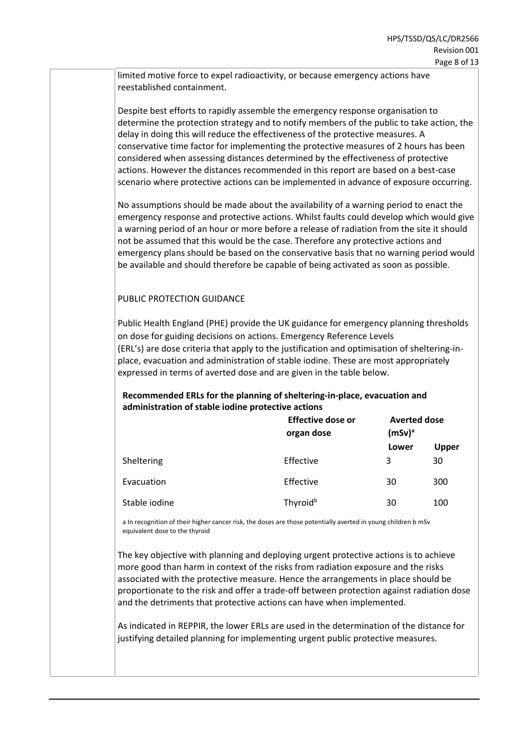limited motive force to expel radioactivity, or because emergency actions have reestablished containment.

Despite best efforts to rapidly assemble the emergency response organisation to determine the protection strategy and to notify members of the public to take action, the delay in doing this will reduce the effectiveness of the protective measures. A conservative time factor for implementing the protective measures of 2 hours has been considered when assessing distances determined by the effectiveness of protective actions. However the distances recommended in this report are based on a best-case scenario where protective actions can be implemented in advance of exposure occurring.

No assumptions should be made about the availability of a warning period to enact the emergency response and protective actions. Whilst faults could develop which would give a warning period of an hour or more before a release of radiation from the site it should not be assumed that this would be the case. Therefore any protective actions and emergency plans should be based on the conservative basis that no warning period would be available and should therefore be capable of being activated as soon as possible.

## PUBLIC PROTECTION GUIDANCE

Public Health England (PHE) provide the UK guidance for emergency planning thresholds on dose for guiding decisions on actions. Emergency Reference Levels (ERL's) are dose criteria that apply to the justification and optimisation of sheltering-in-place, evacuation and administration of stable iodine. These are most appropriately expressed in terms of averted dose and are given in the table below.

**Recommended ERLs for the planning of sheltering-in-place, evacuation and administration of stable iodine protective actions**

| | **Effective dose or organ dose** | **Averted dose (mSv)[a]** | |
|---|---|---|---|
| | | **Lower** | **Upper** |
| Sheltering | Effective | 3 | 30 |
| Evacuation | Effective | 30 | 300 |
| Stable iodine | Thyroid[b] | 30 | 100 |

a In recognition of their higher cancer risk, the doses are those potentially averted in young children b mSv equivalent dose to the thyroid

The key objective with planning and deploying urgent protective actions is to achieve more good than harm in context of the risks from radiation exposure and the risks associated with the protective measure. Hence the arrangements in place should be proportionate to the risk and offer a trade-off between protection against radiation dose and the detriments that protective actions can have when implemented.

As indicated in REPPIR, the lower ERLs are used in the determination of the distance for justifying detailed planning for implementing urgent public protective measures.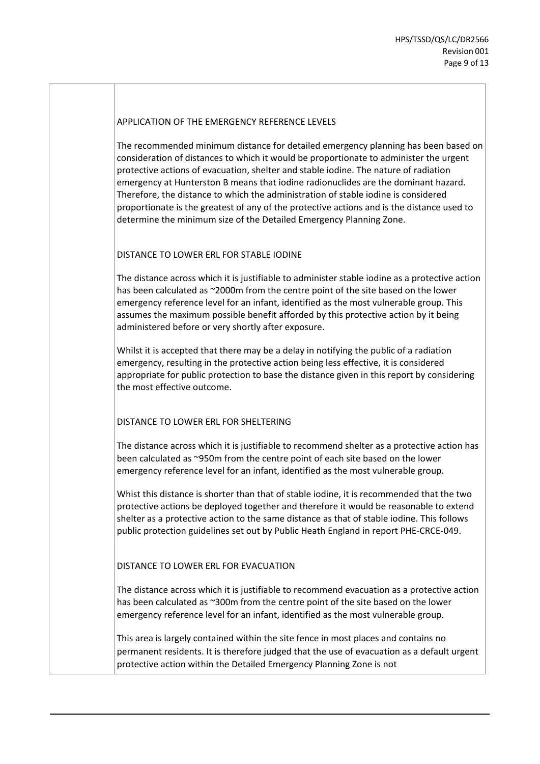## APPLICATION OF THE EMERGENCY REFERENCE LEVELS

The recommended minimum distance for detailed emergency planning has been based on consideration of distances to which it would be proportionate to administer the urgent protective actions of evacuation, shelter and stable iodine. The nature of radiation emergency at Hunterston B means that iodine radionuclides are the dominant hazard. Therefore, the distance to which the administration of stable iodine is considered proportionate is the greatest of any of the protective actions and is the distance used to determine the minimum size of the Detailed Emergency Planning Zone.

## DISTANCE TO LOWER ERL FOR STABLE IODINE

The distance across which it is justifiable to administer stable iodine as a protective action has been calculated as ~2000m from the centre point of the site based on the lower emergency reference level for an infant, identified as the most vulnerable group. This assumes the maximum possible benefit afforded by this protective action by it being administered before or very shortly after exposure.

Whilst it is accepted that there may be a delay in notifying the public of a radiation emergency, resulting in the protective action being less effective, it is considered appropriate for public protection to base the distance given in this report by considering the most effective outcome.

## DISTANCE TO LOWER ERL FOR SHELTERING

The distance across which it is justifiable to recommend shelter as a protective action has been calculated as ~950m from the centre point of each site based on the lower emergency reference level for an infant, identified as the most vulnerable group.

Whist this distance is shorter than that of stable iodine, it is recommended that the two protective actions be deployed together and therefore it would be reasonable to extend shelter as a protective action to the same distance as that of stable iodine. This follows public protection guidelines set out by Public Heath England in report PHE-CRCE-049.

## DISTANCE TO LOWER ERL FOR EVACUATION

The distance across which it is justifiable to recommend evacuation as a protective action has been calculated as ~300m from the centre point of the site based on the lower emergency reference level for an infant, identified as the most vulnerable group.

This area is largely contained within the site fence in most places and contains no permanent residents. It is therefore judged that the use of evacuation as a default urgent protective action within the Detailed Emergency Planning Zone is not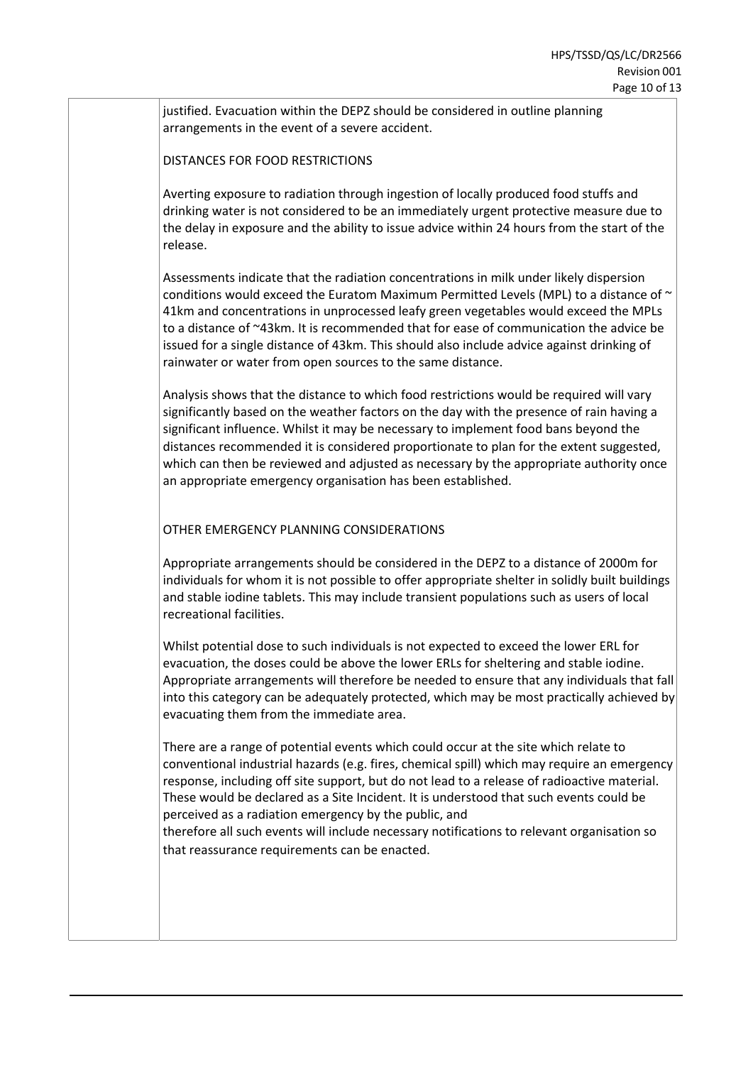justified. Evacuation within the DEPZ should be considered in outline planning arrangements in the event of a severe accident.

DISTANCES FOR FOOD RESTRICTIONS

Averting exposure to radiation through ingestion of locally produced food stuffs and drinking water is not considered to be an immediately urgent protective measure due to the delay in exposure and the ability to issue advice within 24 hours from the start of the release.

Assessments indicate that the radiation concentrations in milk under likely dispersion conditions would exceed the Euratom Maximum Permitted Levels (MPL) to a distance of ~ 41km and concentrations in unprocessed leafy green vegetables would exceed the MPLs to a distance of ~43km. It is recommended that for ease of communication the advice be issued for a single distance of 43km. This should also include advice against drinking of rainwater or water from open sources to the same distance.

Analysis shows that the distance to which food restrictions would be required will vary significantly based on the weather factors on the day with the presence of rain having a significant influence. Whilst it may be necessary to implement food bans beyond the distances recommended it is considered proportionate to plan for the extent suggested, which can then be reviewed and adjusted as necessary by the appropriate authority once an appropriate emergency organisation has been established.

OTHER EMERGENCY PLANNING CONSIDERATIONS

Appropriate arrangements should be considered in the DEPZ to a distance of 2000m for individuals for whom it is not possible to offer appropriate shelter in solidly built buildings and stable iodine tablets. This may include transient populations such as users of local recreational facilities.

Whilst potential dose to such individuals is not expected to exceed the lower ERL for evacuation, the doses could be above the lower ERLs for sheltering and stable iodine. Appropriate arrangements will therefore be needed to ensure that any individuals that fall into this category can be adequately protected, which may be most practically achieved by evacuating them from the immediate area.

There are a range of potential events which could occur at the site which relate to conventional industrial hazards (e.g. fires, chemical spill) which may require an emergency response, including off site support, but do not lead to a release of radioactive material. These would be declared as a Site Incident. It is understood that such events could be perceived as a radiation emergency by the public, and therefore all such events will include necessary notifications to relevant organisation so that reassurance requirements can be enacted.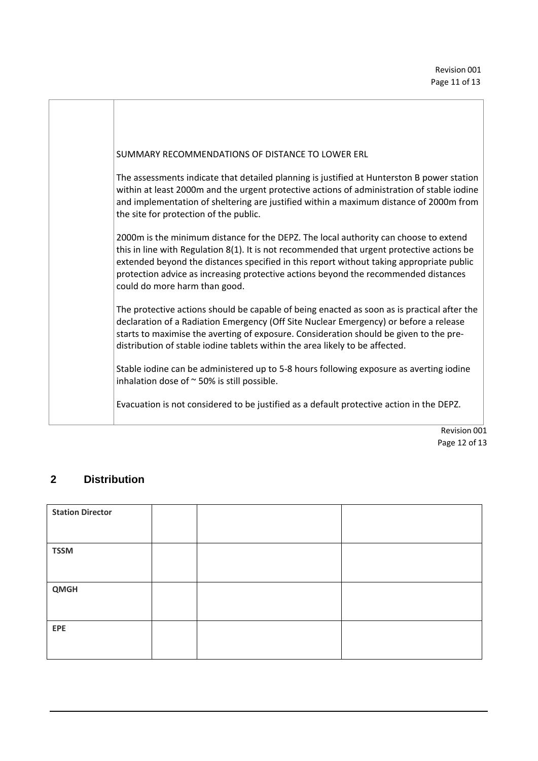| | SUMMARY RECOMMENDATIONS OF DISTANCE TO LOWER ERL<br><br>The assessments indicate that detailed planning is justified at Hunterston B power station within at least 2000m and the urgent protective actions of administration of stable iodine and implementation of sheltering are justified within a maximum distance of 2000m from the site for protection of the public.<br><br>2000m is the minimum distance for the DEPZ. The local authority can choose to extend this in line with Regulation 8(1). It is not recommended that urgent protective actions be extended beyond the distances specified in this report without taking appropriate public protection advice as increasing protective actions beyond the recommended distances could do more harm than good.<br><br>The protective actions should be capable of being enacted as soon as is practical after the declaration of a Radiation Emergency (Off Site Nuclear Emergency) or before a release starts to maximise the averting of exposure. Consideration should be given to the pre-distribution of stable iodine tablets within the area likely to be affected.<br><br>Stable iodine can be administered up to 5-8 hours following exposure as averting iodine inhalation dose of ~ 50% is still possible.<br><br>Evacuation is not considered to be justified as a default protective action in the DEPZ. |
|---|---|

## 2 Distribution

| **Station Director** | | | |
|---|---|---|---|
| **TSSM** | | | |
| **QMGH** | | | |
| **EPE** | | | |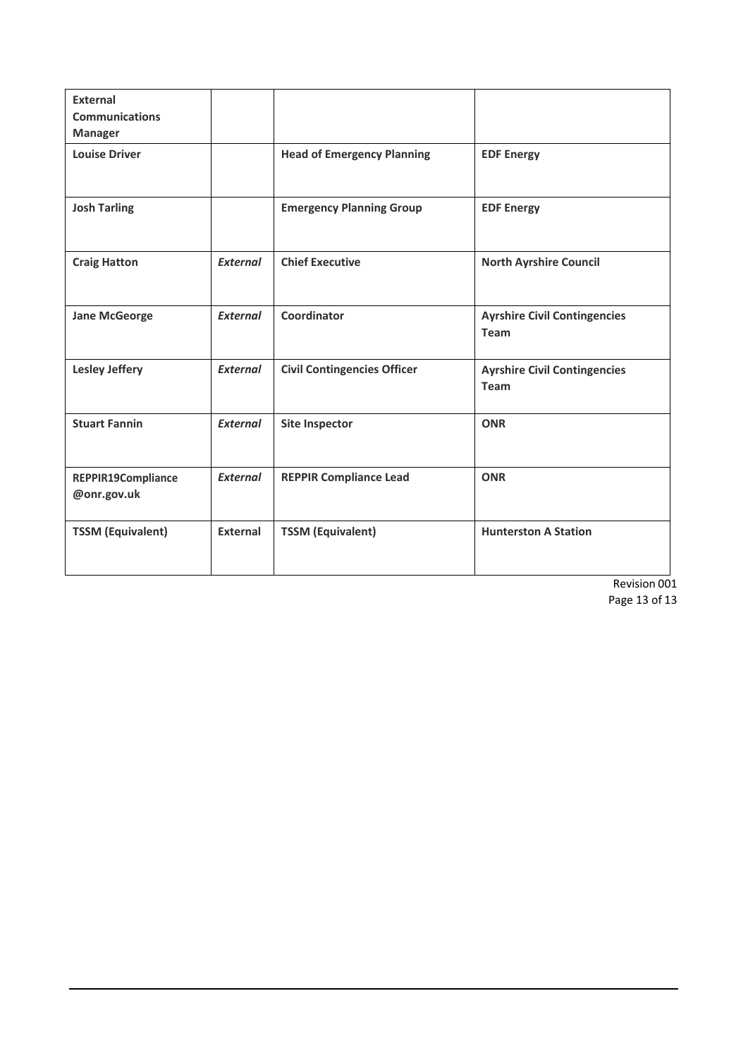| **External Communications Manager** | | | |
|---|---|---|---|
| **Louise Driver** | | **Head of Emergency Planning** | **EDF Energy** |
| **Josh Tarling** | | **Emergency Planning Group** | **EDF Energy** |
| **Craig Hatton** | ***External*** | **Chief Executive** | **North Ayrshire Council** |
| **Jane McGeorge** | ***External*** | **Coordinator** | **Ayrshire Civil Contingencies Team** |
| **Lesley Jeffery** | ***External*** | **Civil Contingencies Officer** | **Ayrshire Civil Contingencies Team** |
| **Stuart Fannin** | ***External*** | **Site Inspector** | **ONR** |
| **REPPIR19Compliance@onr.gov.uk** | ***External*** | **REPPIR Compliance Lead** | **ONR** |
| **TSSM (Equivalent)** | **External** | **TSSM (Equivalent)** | **Hunterston A Station** |

Revision 001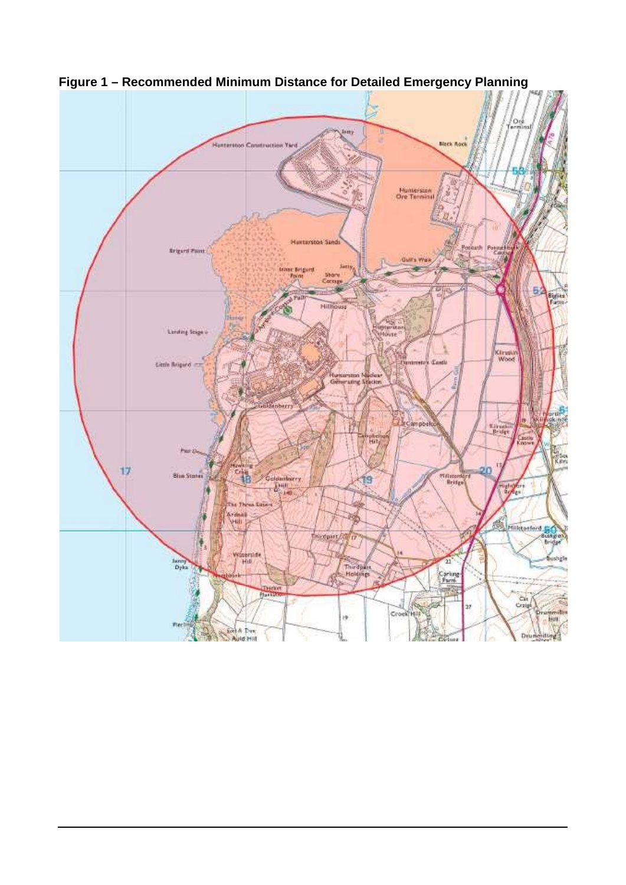**Figure 1 – Recommended Minimum Distance for Detailed Emergency Planning**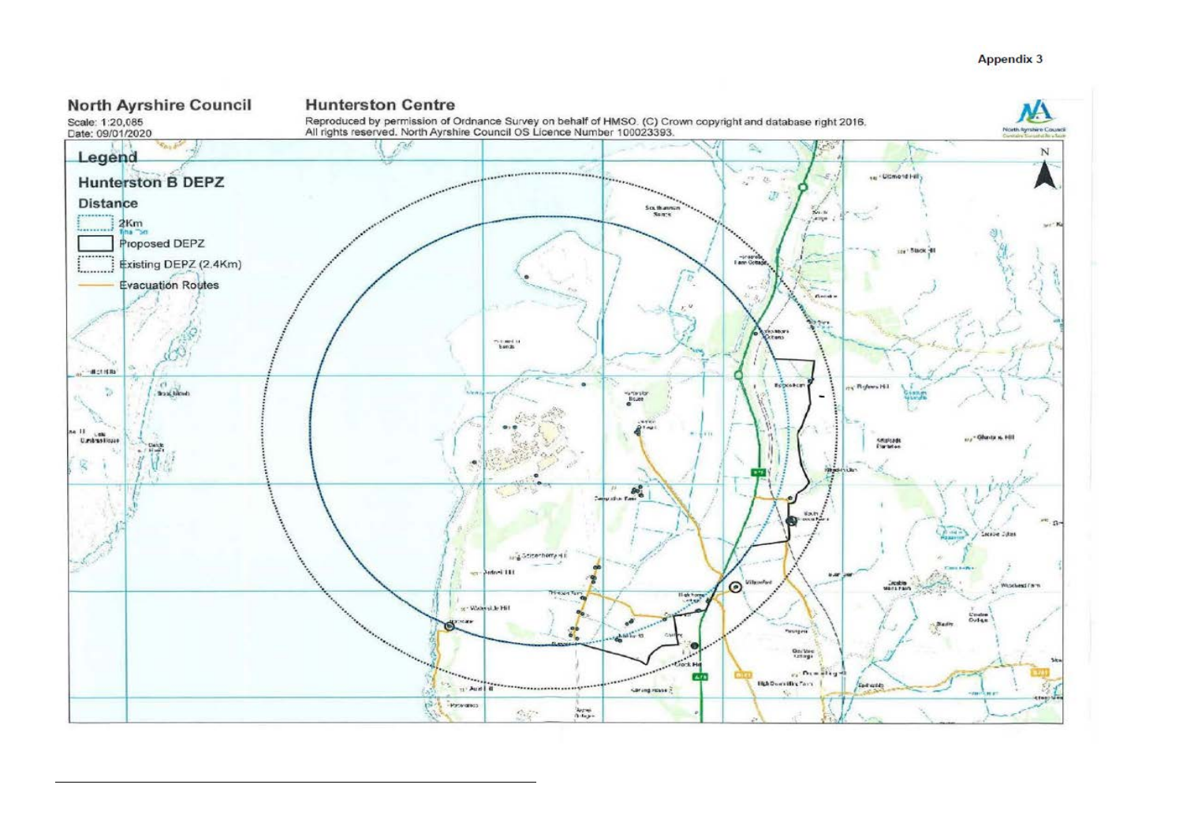Appendix 3

North Ayrshire Council

Scale: 1:20,085
Date: 09/01/2020

Hunterston Centre

Reproduced by permission of Ordnance Survey on behalf of HMSO. (C) Crown copyright and database right 2016. All rights reserved. North Ayrshire Council OS Licence Number 100023393.

Legend

Hunterston B DEPZ

Distance

2Km

Proposed DEPZ

Existing DEPZ (2.4Km)

Evacuation Routes

N